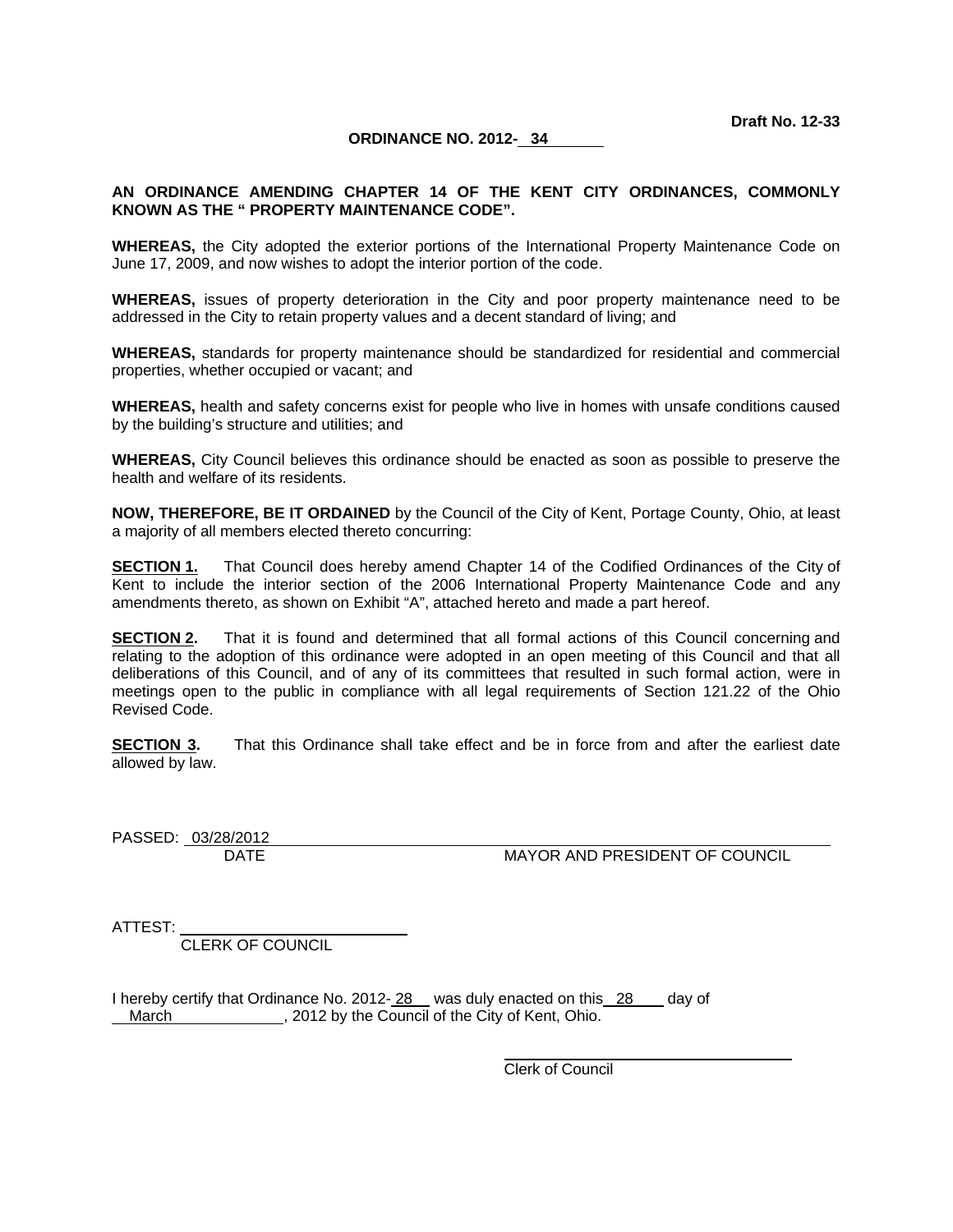**Draft No. 12-33**

**ORDINANCE NO. 2012- 34**

**AN ORDINANCE AMENDING CHAPTER 14 OF THE KENT CITY ORDINANCES, COMMONLY KNOWN AS THE " PROPERTY MAINTENANCE CODE".**

**WHEREAS,** the City adopted the exterior portions of the International Property Maintenance Code on June 17, 2009, and now wishes to adopt the interior portion of the code.

**WHEREAS,** issues of property deterioration in the City and poor property maintenance need to be addressed in the City to retain property values and a decent standard of living; and

**WHEREAS,** standards for property maintenance should be standardized for residential and commercial properties, whether occupied or vacant; and

**WHEREAS,** health and safety concerns exist for people who live in homes with unsafe conditions caused by the building's structure and utilities; and

**WHEREAS,** City Council believes this ordinance should be enacted as soon as possible to preserve the health and welfare of its residents.

**NOW, THEREFORE, BE IT ORDAINED** by the Council of the City of Kent, Portage County, Ohio, at least a majority of all members elected thereto concurring:

**SECTION 1.** That Council does hereby amend Chapter 14 of the Codified Ordinances of the City of Kent to include the interior section of the 2006 International Property Maintenance Code and any amendments thereto, as shown on Exhibit "A", attached hereto and made a part hereof.

**SECTION 2.** That it is found and determined that all formal actions of this Council concerning and relating to the adoption of this ordinance were adopted in an open meeting of this Council and that all deliberations of this Council, and of any of its committees that resulted in such formal action, were in meetings open to the public in compliance with all legal requirements of Section 121.22 of the Ohio Revised Code.

**SECTION 3.** That this Ordinance shall take effect and be in force from and after the earliest date allowed by law.

PASSED: 03/28/2012
DATE                                        MAYOR AND PRESIDENT OF COUNCIL

ATTEST: ____________________
CLERK OF COUNCIL

I hereby certify that Ordinance No. 2012- 28 was duly enacted on this 28 day of March, 2012 by the Council of the City of Kent, Ohio.

____________________
Clerk of Council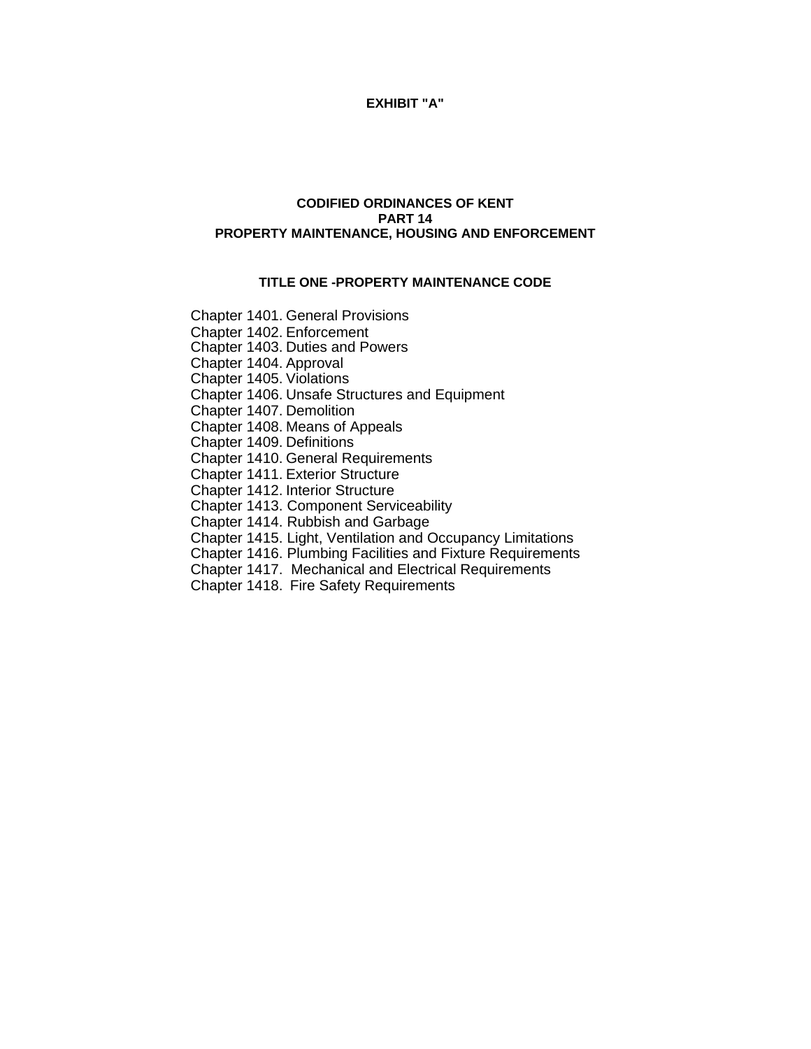**EXHIBIT "A"**

# CODIFIED ORDINANCES OF KENT
# PART 14
# PROPERTY MAINTENANCE, HOUSING AND ENFORCEMENT

## TITLE ONE -PROPERTY MAINTENANCE CODE

Chapter 1401. General Provisions
Chapter 1402. Enforcement
Chapter 1403. Duties and Powers
Chapter 1404. Approval
Chapter 1405. Violations
Chapter 1406. Unsafe Structures and Equipment
Chapter 1407. Demolition
Chapter 1408. Means of Appeals
Chapter 1409. Definitions
Chapter 1410. General Requirements
Chapter 1411. Exterior Structure
Chapter 1412. Interior Structure
Chapter 1413. Component Serviceability
Chapter 1414. Rubbish and Garbage
Chapter 1415. Light, Ventilation and Occupancy Limitations
Chapter 1416. Plumbing Facilities and Fixture Requirements
Chapter 1417. Mechanical and Electrical Requirements
Chapter 1418. Fire Safety Requirements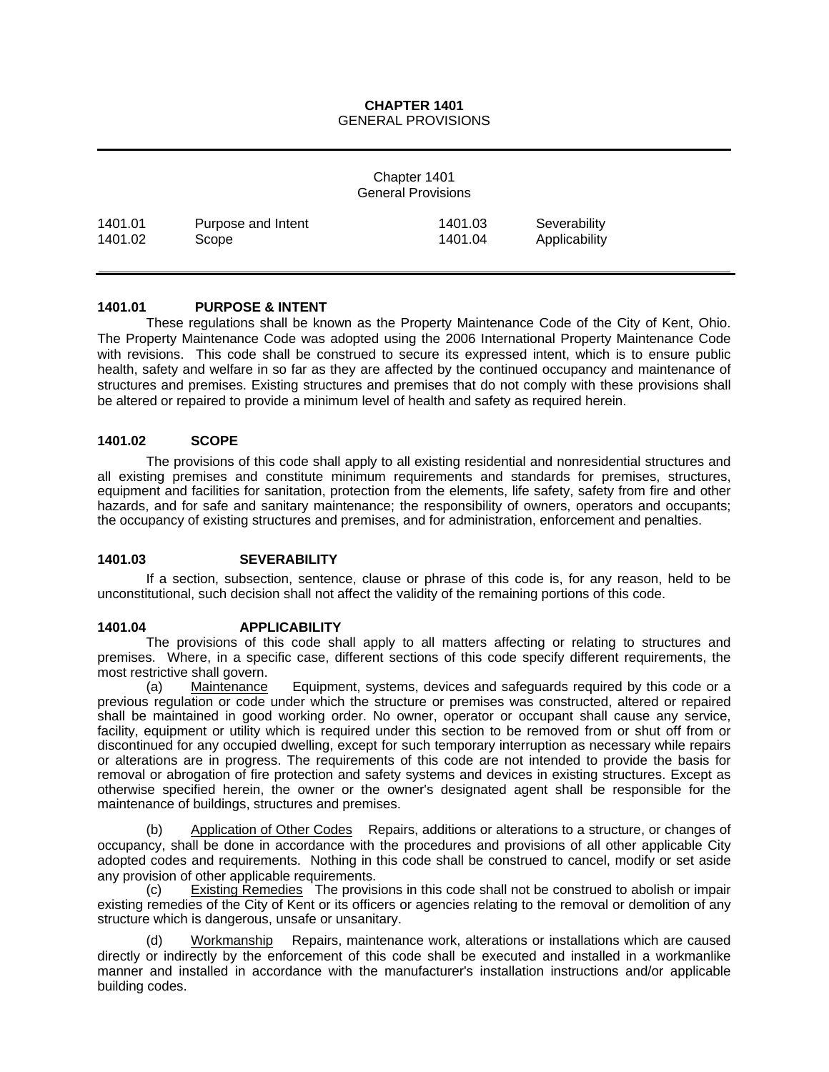# CHAPTER 1401
GENERAL PROVISIONS

Chapter 1401
General Provisions

| | | | |
|---|---|---|---|
| 1401.01 | Purpose and Intent | 1401.03 | Severability |
| 1401.02 | Scope | 1401.04 | Applicability |

### 1401.01 PURPOSE & INTENT

These regulations shall be known as the Property Maintenance Code of the City of Kent, Ohio. The Property Maintenance Code was adopted using the 2006 International Property Maintenance Code with revisions. This code shall be construed to secure its expressed intent, which is to ensure public health, safety and welfare in so far as they are affected by the continued occupancy and maintenance of structures and premises. Existing structures and premises that do not comply with these provisions shall be altered or repaired to provide a minimum level of health and safety as required herein.

### 1401.02 SCOPE

The provisions of this code shall apply to all existing residential and nonresidential structures and all existing premises and constitute minimum requirements and standards for premises, structures, equipment and facilities for sanitation, protection from the elements, life safety, safety from fire and other hazards, and for safe and sanitary maintenance; the responsibility of owners, operators and occupants; the occupancy of existing structures and premises, and for administration, enforcement and penalties.

### 1401.03 SEVERABILITY

If a section, subsection, sentence, clause or phrase of this code is, for any reason, held to be unconstitutional, such decision shall not affect the validity of the remaining portions of this code.

### 1401.04 APPLICABILITY

The provisions of this code shall apply to all matters affecting or relating to structures and premises. Where, in a specific case, different sections of this code specify different requirements, the most restrictive shall govern.

(a) Maintenance Equipment, systems, devices and safeguards required by this code or a previous regulation or code under which the structure or premises was constructed, altered or repaired shall be maintained in good working order. No owner, operator or occupant shall cause any service, facility, equipment or utility which is required under this section to be removed from or shut off from or discontinued for any occupied dwelling, except for such temporary interruption as necessary while repairs or alterations are in progress. The requirements of this code are not intended to provide the basis for removal or abrogation of fire protection and safety systems and devices in existing structures. Except as otherwise specified herein, the owner or the owner's designated agent shall be responsible for the maintenance of buildings, structures and premises.

(b) Application of Other Codes Repairs, additions or alterations to a structure, or changes of occupancy, shall be done in accordance with the procedures and provisions of all other applicable City adopted codes and requirements. Nothing in this code shall be construed to cancel, modify or set aside any provision of other applicable requirements.

(c) Existing Remedies The provisions in this code shall not be construed to abolish or impair existing remedies of the City of Kent or its officers or agencies relating to the removal or demolition of any structure which is dangerous, unsafe or unsanitary.

(d) Workmanship Repairs, maintenance work, alterations or installations which are caused directly or indirectly by the enforcement of this code shall be executed and installed in a workmanlike manner and installed in accordance with the manufacturer's installation instructions and/or applicable building codes.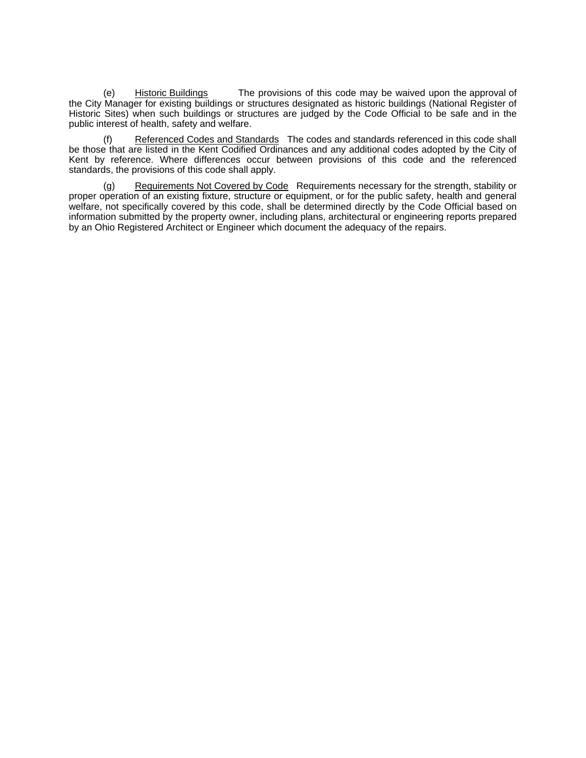(e) Historic Buildings The provisions of this code may be waived upon the approval of the City Manager for existing buildings or structures designated as historic buildings (National Register of Historic Sites) when such buildings or structures are judged by the Code Official to be safe and in the public interest of health, safety and welfare.

(f) Referenced Codes and Standards The codes and standards referenced in this code shall be those that are listed in the Kent Codified Ordinances and any additional codes adopted by the City of Kent by reference. Where differences occur between provisions of this code and the referenced standards, the provisions of this code shall apply.

(g) Requirements Not Covered by Code Requirements necessary for the strength, stability or proper operation of an existing fixture, structure or equipment, or for the public safety, health and general welfare, not specifically covered by this code, shall be determined directly by the Code Official based on information submitted by the property owner, including plans, architectural or engineering reports prepared by an Ohio Registered Architect or Engineer which document the adequacy of the repairs.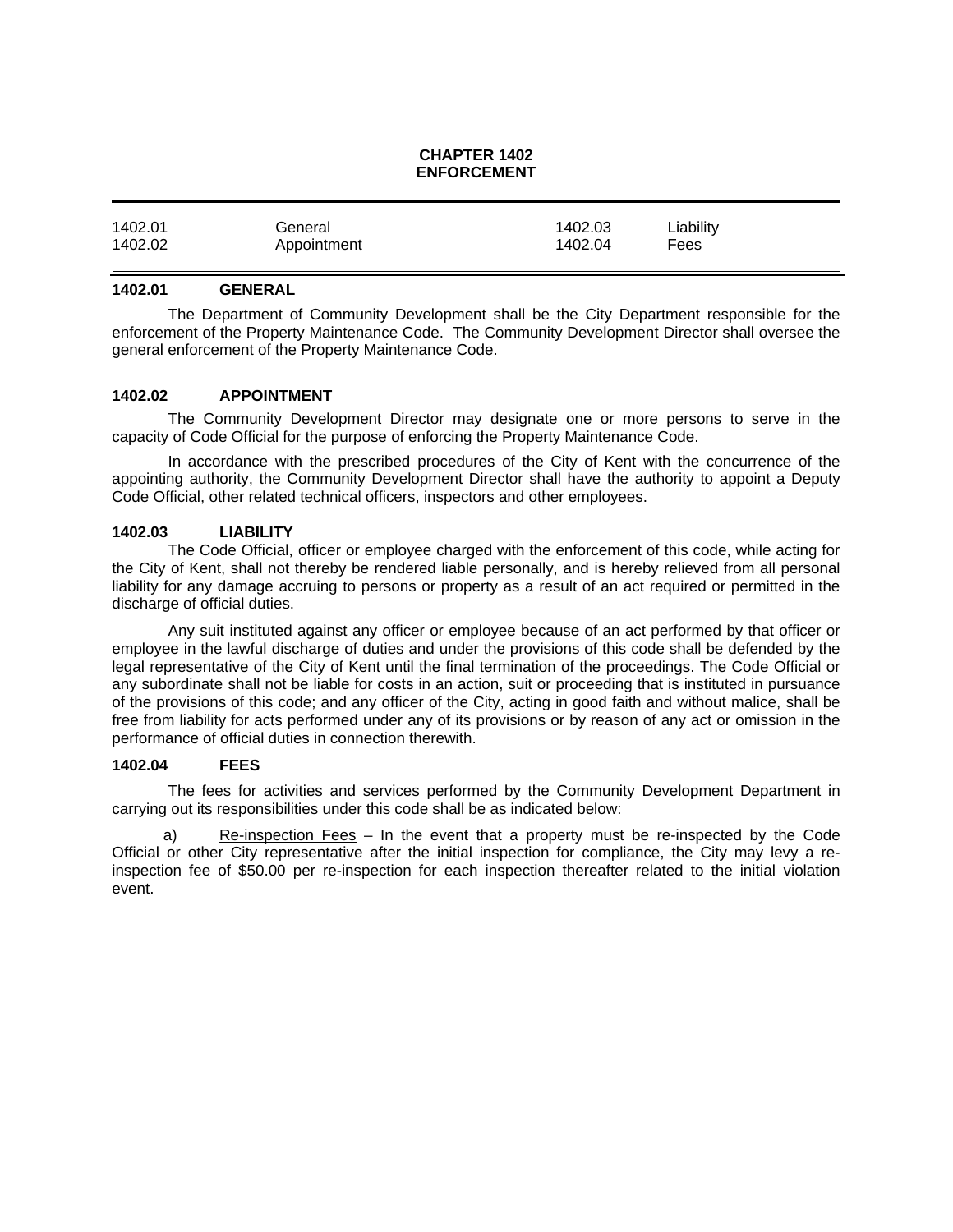# CHAPTER 1402
# ENFORCEMENT

| | | | |
|---|---|---|---|
| 1402.01 | General | 1402.03 | Liability |
| 1402.02 | Appointment | 1402.04 | Fees |

### 1402.01 GENERAL

The Department of Community Development shall be the City Department responsible for the enforcement of the Property Maintenance Code. The Community Development Director shall oversee the general enforcement of the Property Maintenance Code.

### 1402.02 APPOINTMENT

The Community Development Director may designate one or more persons to serve in the capacity of Code Official for the purpose of enforcing the Property Maintenance Code.

In accordance with the prescribed procedures of the City of Kent with the concurrence of the appointing authority, the Community Development Director shall have the authority to appoint a Deputy Code Official, other related technical officers, inspectors and other employees.

### 1402.03 LIABILITY

The Code Official, officer or employee charged with the enforcement of this code, while acting for the City of Kent, shall not thereby be rendered liable personally, and is hereby relieved from all personal liability for any damage accruing to persons or property as a result of an act required or permitted in the discharge of official duties.

Any suit instituted against any officer or employee because of an act performed by that officer or employee in the lawful discharge of duties and under the provisions of this code shall be defended by the legal representative of the City of Kent until the final termination of the proceedings. The Code Official or any subordinate shall not be liable for costs in an action, suit or proceeding that is instituted in pursuance of the provisions of this code; and any officer of the City, acting in good faith and without malice, shall be free from liability for acts performed under any of its provisions or by reason of any act or omission in the performance of official duties in connection therewith.

### 1402.04 FEES

The fees for activities and services performed by the Community Development Department in carrying out its responsibilities under this code shall be as indicated below:

a) Re-inspection Fees – In the event that a property must be re-inspected by the Code Official or other City representative after the initial inspection for compliance, the City may levy a re-inspection fee of $50.00 per re-inspection for each inspection thereafter related to the initial violation event.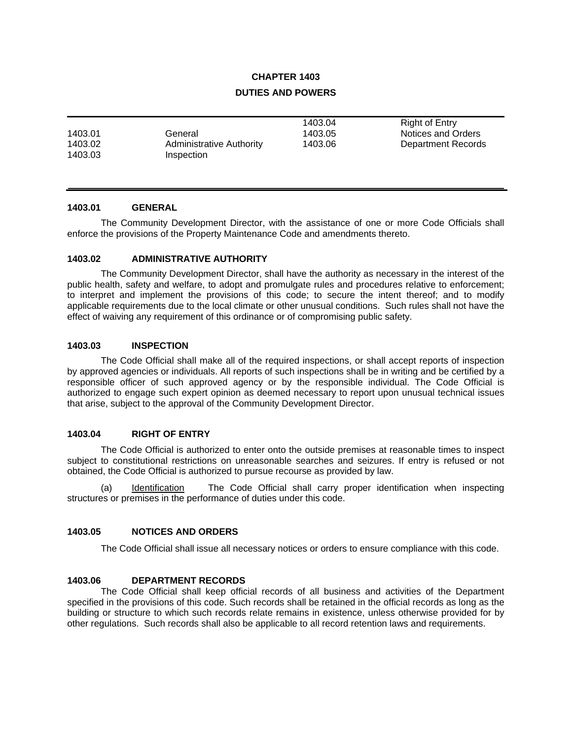# CHAPTER 1403

## DUTIES AND POWERS

| | | | |
|---|---|---|---|
| | | 1403.04 | Right of Entry |
| 1403.01 | General | 1403.05 | Notices and Orders |
| 1403.02 | Administrative Authority | 1403.06 | Department Records |
| 1403.03 | Inspection | | |

### 1403.01 GENERAL

The Community Development Director, with the assistance of one or more Code Officials shall enforce the provisions of the Property Maintenance Code and amendments thereto.

### 1403.02 ADMINISTRATIVE AUTHORITY

The Community Development Director, shall have the authority as necessary in the interest of the public health, safety and welfare, to adopt and promulgate rules and procedures relative to enforcement; to interpret and implement the provisions of this code; to secure the intent thereof; and to modify applicable requirements due to the local climate or other unusual conditions. Such rules shall not have the effect of waiving any requirement of this ordinance or of compromising public safety.

### 1403.03 INSPECTION

The Code Official shall make all of the required inspections, or shall accept reports of inspection by approved agencies or individuals. All reports of such inspections shall be in writing and be certified by a responsible officer of such approved agency or by the responsible individual. The Code Official is authorized to engage such expert opinion as deemed necessary to report upon unusual technical issues that arise, subject to the approval of the Community Development Director.

### 1403.04 RIGHT OF ENTRY

The Code Official is authorized to enter onto the outside premises at reasonable times to inspect subject to constitutional restrictions on unreasonable searches and seizures. If entry is refused or not obtained, the Code Official is authorized to pursue recourse as provided by law.

(a) Identification The Code Official shall carry proper identification when inspecting structures or premises in the performance of duties under this code.

### 1403.05 NOTICES AND ORDERS

The Code Official shall issue all necessary notices or orders to ensure compliance with this code.

### 1403.06 DEPARTMENT RECORDS

The Code Official shall keep official records of all business and activities of the Department specified in the provisions of this code. Such records shall be retained in the official records as long as the building or structure to which such records relate remains in existence, unless otherwise provided for by other regulations. Such records shall also be applicable to all record retention laws and requirements.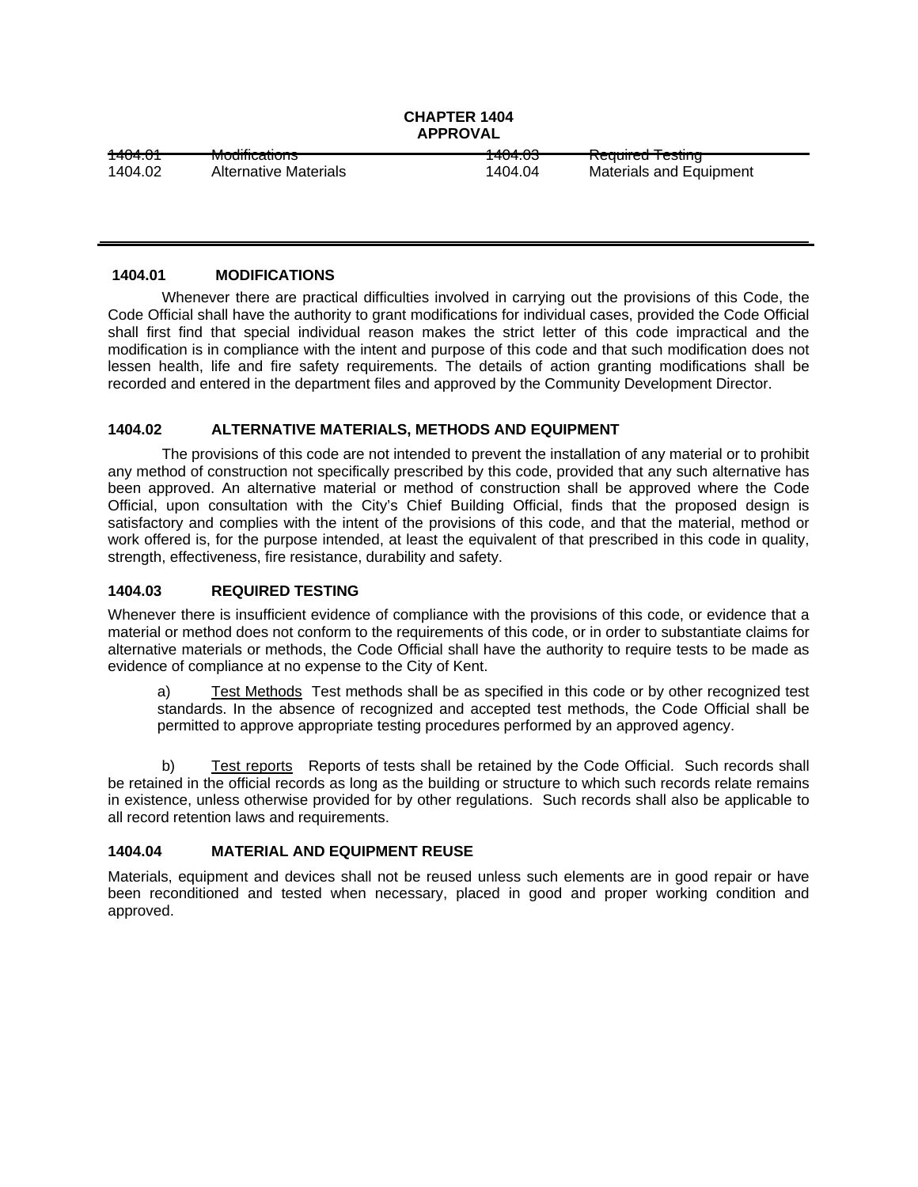# CHAPTER 1404
## APPROVAL

| | | | |
|---|---|---|---|
| ~~1404.01~~ | ~~Modifications~~ | ~~1404.03~~ | ~~Required Testing~~ |
| 1404.02 | Alternative Materials | 1404.04 | Materials and Equipment |

### 1404.01 MODIFICATIONS

Whenever there are practical difficulties involved in carrying out the provisions of this Code, the Code Official shall have the authority to grant modifications for individual cases, provided the Code Official shall first find that special individual reason makes the strict letter of this code impractical and the modification is in compliance with the intent and purpose of this code and that such modification does not lessen health, life and fire safety requirements. The details of action granting modifications shall be recorded and entered in the department files and approved by the Community Development Director.

### 1404.02 ALTERNATIVE MATERIALS, METHODS AND EQUIPMENT

The provisions of this code are not intended to prevent the installation of any material or to prohibit any method of construction not specifically prescribed by this code, provided that any such alternative has been approved. An alternative material or method of construction shall be approved where the Code Official, upon consultation with the City's Chief Building Official, finds that the proposed design is satisfactory and complies with the intent of the provisions of this code, and that the material, method or work offered is, for the purpose intended, at least the equivalent of that prescribed in this code in quality, strength, effectiveness, fire resistance, durability and safety.

### 1404.03 REQUIRED TESTING

Whenever there is insufficient evidence of compliance with the provisions of this code, or evidence that a material or method does not conform to the requirements of this code, or in order to substantiate claims for alternative materials or methods, the Code Official shall have the authority to require tests to be made as evidence of compliance at no expense to the City of Kent.

a) Test Methods Test methods shall be as specified in this code or by other recognized test standards. In the absence of recognized and accepted test methods, the Code Official shall be permitted to approve appropriate testing procedures performed by an approved agency.

b) Test reports Reports of tests shall be retained by the Code Official. Such records shall be retained in the official records as long as the building or structure to which such records relate remains in existence, unless otherwise provided for by other regulations. Such records shall also be applicable to all record retention laws and requirements.

### 1404.04 MATERIAL AND EQUIPMENT REUSE

Materials, equipment and devices shall not be reused unless such elements are in good repair or have been reconditioned and tested when necessary, placed in good and proper working condition and approved.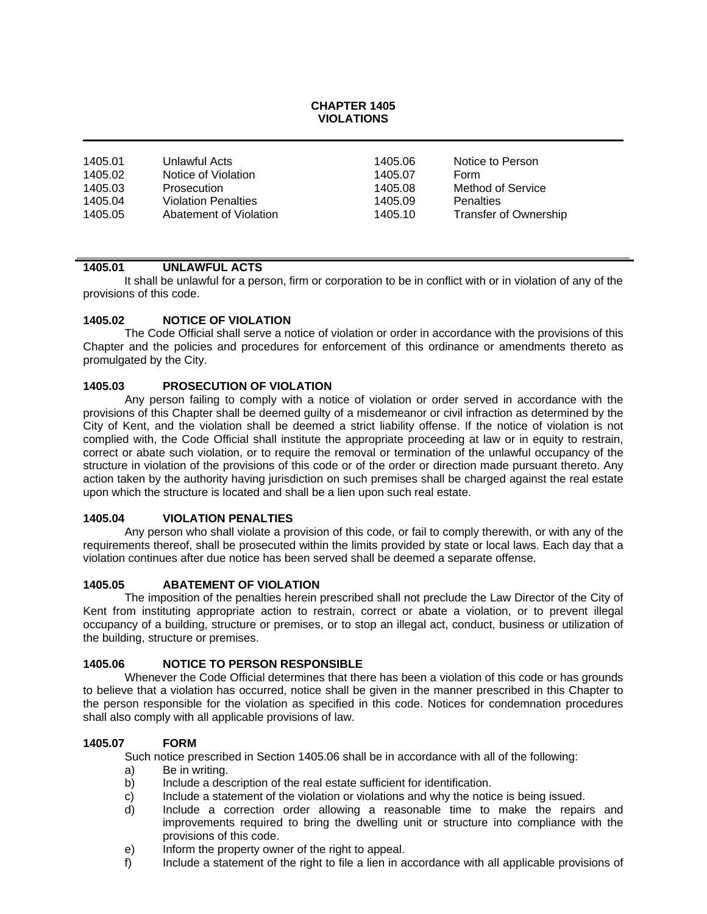# CHAPTER 1405
# VIOLATIONS

| | | | |
|---|---|---|---|
| 1405.01 | Unlawful Acts | 1405.06 | Notice to Person |
| 1405.02 | Notice of Violation | 1405.07 | Form |
| 1405.03 | Prosecution | 1405.08 | Method of Service |
| 1405.04 | Violation Penalties | 1405.09 | Penalties |
| 1405.05 | Abatement of Violation | 1405.10 | Transfer of Ownership |

**1405.01 UNLAWFUL ACTS**

It shall be unlawful for a person, firm or corporation to be in conflict with or in violation of any of the provisions of this code.

**1405.02 NOTICE OF VIOLATION**

The Code Official shall serve a notice of violation or order in accordance with the provisions of this Chapter and the policies and procedures for enforcement of this ordinance or amendments thereto as promulgated by the City.

**1405.03 PROSECUTION OF VIOLATION**

Any person failing to comply with a notice of violation or order served in accordance with the provisions of this Chapter shall be deemed guilty of a misdemeanor or civil infraction as determined by the City of Kent, and the violation shall be deemed a strict liability offense. If the notice of violation is not complied with, the Code Official shall institute the appropriate proceeding at law or in equity to restrain, correct or abate such violation, or to require the removal or termination of the unlawful occupancy of the structure in violation of the provisions of this code or of the order or direction made pursuant thereto. Any action taken by the authority having jurisdiction on such premises shall be charged against the real estate upon which the structure is located and shall be a lien upon such real estate.

**1405.04 VIOLATION PENALTIES**

Any person who shall violate a provision of this code, or fail to comply therewith, or with any of the requirements thereof, shall be prosecuted within the limits provided by state or local laws. Each day that a violation continues after due notice has been served shall be deemed a separate offense.

**1405.05 ABATEMENT OF VIOLATION**

The imposition of the penalties herein prescribed shall not preclude the Law Director of the City of Kent from instituting appropriate action to restrain, correct or abate a violation, or to prevent illegal occupancy of a building, structure or premises, or to stop an illegal act, conduct, business or utilization of the building, structure or premises.

**1405.06 NOTICE TO PERSON RESPONSIBLE**

Whenever the Code Official determines that there has been a violation of this code or has grounds to believe that a violation has occurred, notice shall be given in the manner prescribed in this Chapter to the person responsible for the violation as specified in this code. Notices for condemnation procedures shall also comply with all applicable provisions of law.

**1405.07 FORM**

Such notice prescribed in Section 1405.06 shall be in accordance with all of the following:

a) Be in writing.
b) Include a description of the real estate sufficient for identification.
c) Include a statement of the violation or violations and why the notice is being issued.
d) Include a correction order allowing a reasonable time to make the repairs and improvements required to bring the dwelling unit or structure into compliance with the provisions of this code.
e) Inform the property owner of the right to appeal.
f) Include a statement of the right to file a lien in accordance with all applicable provisions of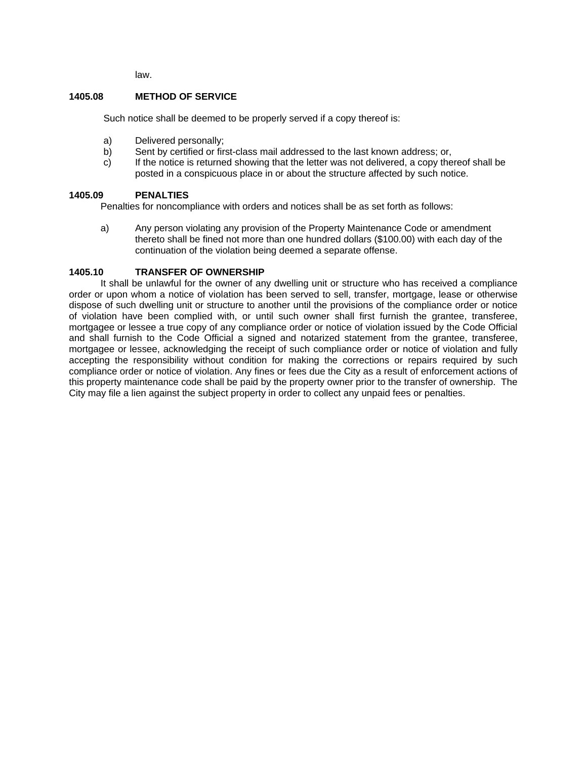law.

### 1405.08 METHOD OF SERVICE

Such notice shall be deemed to be properly served if a copy thereof is:

a) Delivered personally;
b) Sent by certified or first-class mail addressed to the last known address; or,
c) If the notice is returned showing that the letter was not delivered, a copy thereof shall be posted in a conspicuous place in or about the structure affected by such notice.

### 1405.09 PENALTIES

Penalties for noncompliance with orders and notices shall be as set forth as follows:

a) Any person violating any provision of the Property Maintenance Code or amendment thereto shall be fined not more than one hundred dollars ($100.00) with each day of the continuation of the violation being deemed a separate offense.

### 1405.10 TRANSFER OF OWNERSHIP

It shall be unlawful for the owner of any dwelling unit or structure who has received a compliance order or upon whom a notice of violation has been served to sell, transfer, mortgage, lease or otherwise dispose of such dwelling unit or structure to another until the provisions of the compliance order or notice of violation have been complied with, or until such owner shall first furnish the grantee, transferee, mortgagee or lessee a true copy of any compliance order or notice of violation issued by the Code Official and shall furnish to the Code Official a signed and notarized statement from the grantee, transferee, mortgagee or lessee, acknowledging the receipt of such compliance order or notice of violation and fully accepting the responsibility without condition for making the corrections or repairs required by such compliance order or notice of violation. Any fines or fees due the City as a result of enforcement actions of this property maintenance code shall be paid by the property owner prior to the transfer of ownership. The City may file a lien against the subject property in order to collect any unpaid fees or penalties.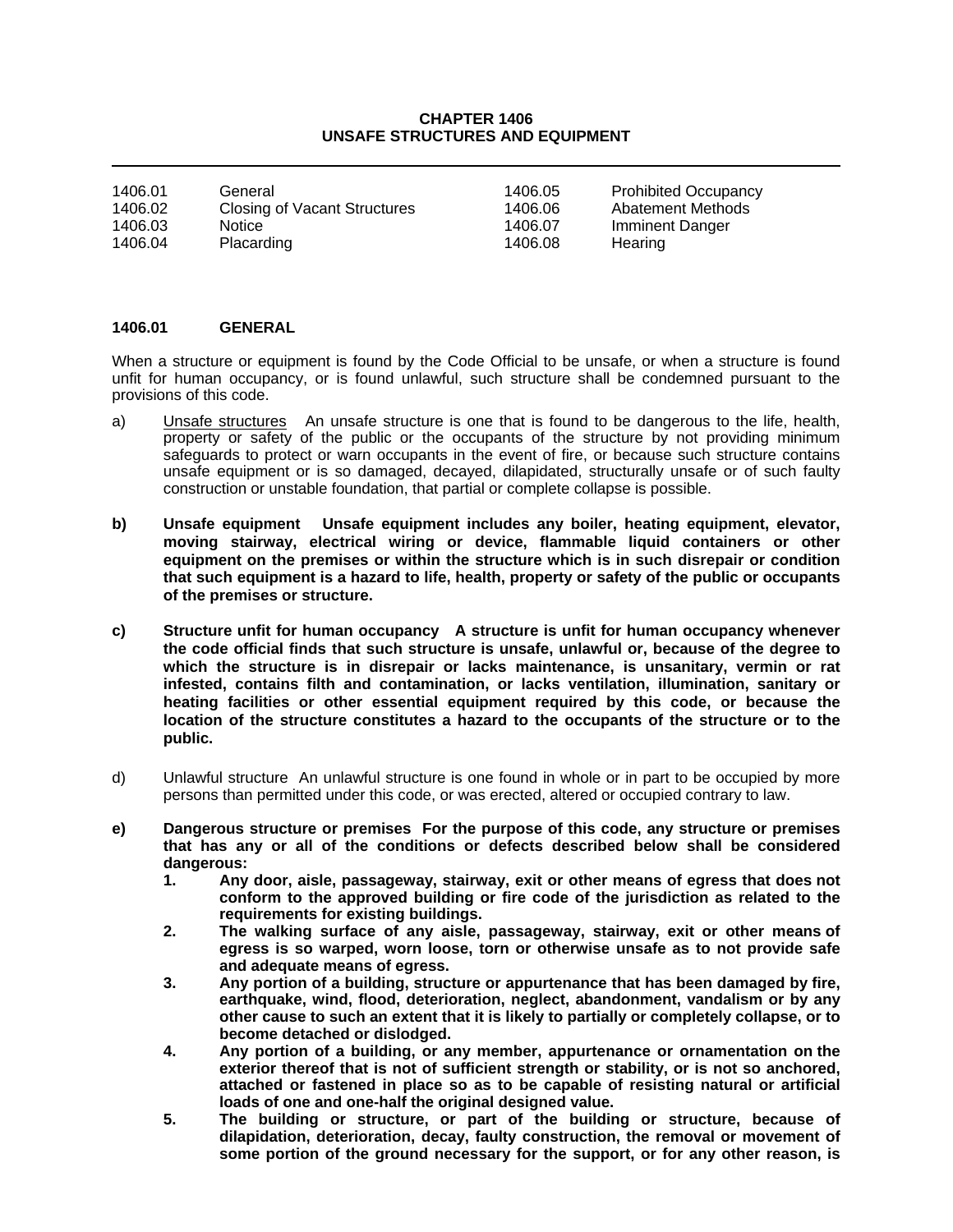# CHAPTER 1406
# UNSAFE STRUCTURES AND EQUIPMENT

| | | | |
|---|---|---|---|
| 1406.01 | General | 1406.05 | Prohibited Occupancy |
| 1406.02 | Closing of Vacant Structures | 1406.06 | Abatement Methods |
| 1406.03 | Notice | 1406.07 | Imminent Danger |
| 1406.04 | Placarding | 1406.08 | Hearing |

## 1406.01 GENERAL

When a structure or equipment is found by the Code Official to be unsafe, or when a structure is found unfit for human occupancy, or is found unlawful, such structure shall be condemned pursuant to the provisions of this code.

a) Unsafe structures An unsafe structure is one that is found to be dangerous to the life, health, property or safety of the public or the occupants of the structure by not providing minimum safeguards to protect or warn occupants in the event of fire, or because such structure contains unsafe equipment or is so damaged, decayed, dilapidated, structurally unsafe or of such faulty construction or unstable foundation, that partial or complete collapse is possible.

**b) Unsafe equipment Unsafe equipment includes any boiler, heating equipment, elevator, moving stairway, electrical wiring or device, flammable liquid containers or other equipment on the premises or within the structure which is in such disrepair or condition that such equipment is a hazard to life, health, property or safety of the public or occupants of the premises or structure.**

**c) Structure unfit for human occupancy A structure is unfit for human occupancy whenever the code official finds that such structure is unsafe, unlawful or, because of the degree to which the structure is in disrepair or lacks maintenance, is unsanitary, vermin or rat infested, contains filth and contamination, or lacks ventilation, illumination, sanitary or heating facilities or other essential equipment required by this code, or because the location of the structure constitutes a hazard to the occupants of the structure or to the public.**

d) Unlawful structure An unlawful structure is one found in whole or in part to be occupied by more persons than permitted under this code, or was erected, altered or occupied contrary to law.

**e) Dangerous structure or premises For the purpose of this code, any structure or premises that has any or all of the conditions or defects described below shall be considered dangerous:**

1. **Any door, aisle, passageway, stairway, exit or other means of egress that does not conform to the approved building or fire code of the jurisdiction as related to the requirements for existing buildings.**
2. **The walking surface of any aisle, passageway, stairway, exit or other means of egress is so warped, worn loose, torn or otherwise unsafe as to not provide safe and adequate means of egress.**
3. **Any portion of a building, structure or appurtenance that has been damaged by fire, earthquake, wind, flood, deterioration, neglect, abandonment, vandalism or by any other cause to such an extent that it is likely to partially or completely collapse, or to become detached or dislodged.**
4. **Any portion of a building, or any member, appurtenance or ornamentation on the exterior thereof that is not of sufficient strength or stability, or is not so anchored, attached or fastened in place so as to be capable of resisting natural or artificial loads of one and one-half the original designed value.**
5. **The building or structure, or part of the building or structure, because of dilapidation, deterioration, decay, faulty construction, the removal or movement of some portion of the ground necessary for the support, or for any other reason, is**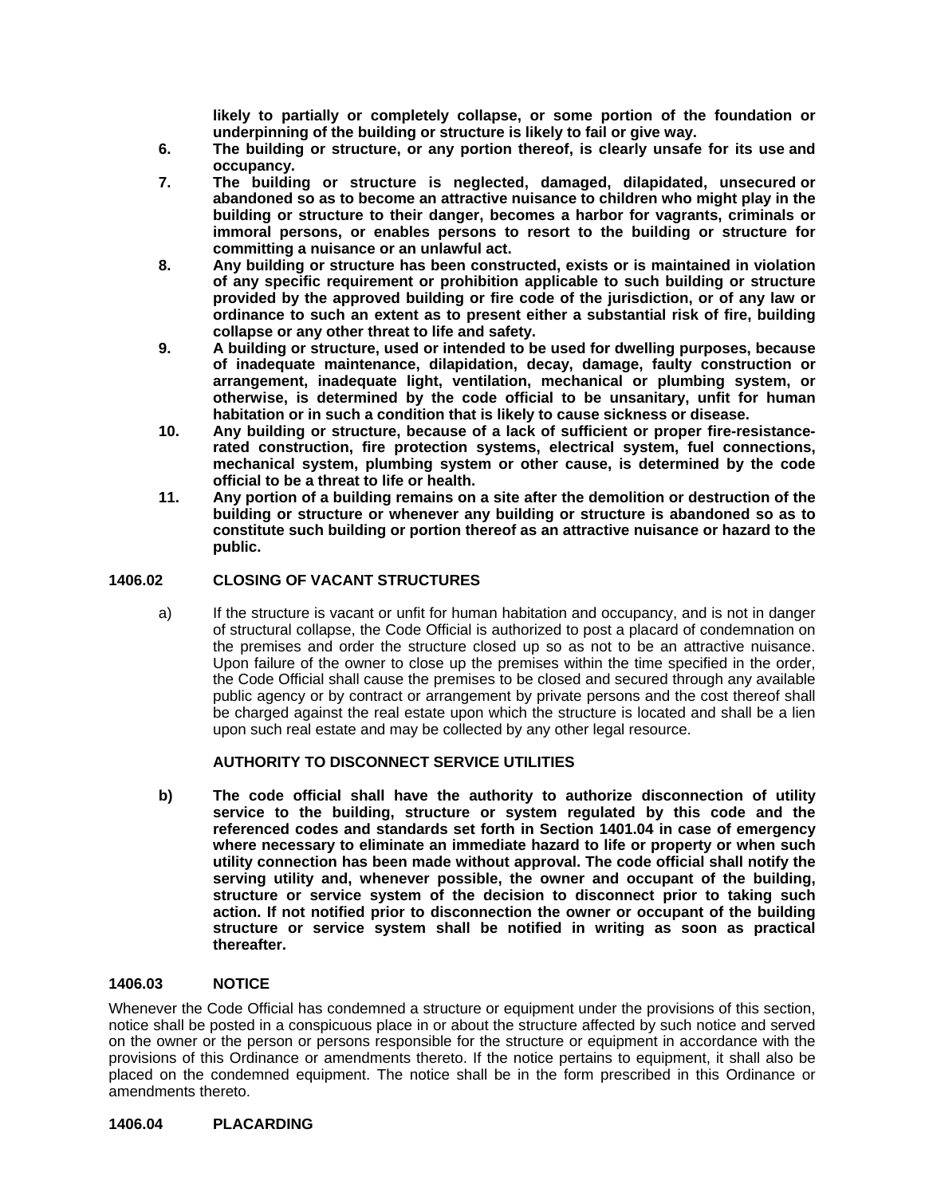**likely to partially or completely collapse, or some portion of the foundation or underpinning of the building or structure is likely to fail or give way.**

6. **The building or structure, or any portion thereof, is clearly unsafe for its use and occupancy.**
7. **The building or structure is neglected, damaged, dilapidated, unsecured or abandoned so as to become an attractive nuisance to children who might play in the building or structure to their danger, becomes a harbor for vagrants, criminals or immoral persons, or enables persons to resort to the building or structure for committing a nuisance or an unlawful act.**
8. **Any building or structure has been constructed, exists or is maintained in violation of any specific requirement or prohibition applicable to such building or structure provided by the approved building or fire code of the jurisdiction, or of any law or ordinance to such an extent as to present either a substantial risk of fire, building collapse or any other threat to life and safety.**
9. **A building or structure, used or intended to be used for dwelling purposes, because of inadequate maintenance, dilapidation, decay, damage, faulty construction or arrangement, inadequate light, ventilation, mechanical or plumbing system, or otherwise, is determined by the code official to be unsanitary, unfit for human habitation or in such a condition that is likely to cause sickness or disease.**
10. **Any building or structure, because of a lack of sufficient or proper fire-resistance-rated construction, fire protection systems, electrical system, fuel connections, mechanical system, plumbing system or other cause, is determined by the code official to be a threat to life or health.**
11. **Any portion of a building remains on a site after the demolition or destruction of the building or structure or whenever any building or structure is abandoned so as to constitute such building or portion thereof as an attractive nuisance or hazard to the public.**

### 1406.02 CLOSING OF VACANT STRUCTURES

a) If the structure is vacant or unfit for human habitation and occupancy, and is not in danger of structural collapse, the Code Official is authorized to post a placard of condemnation on the premises and order the structure closed up so as not to be an attractive nuisance. Upon failure of the owner to close up the premises within the time specified in the order, the Code Official shall cause the premises to be closed and secured through any available public agency or by contract or arrangement by private persons and the cost thereof shall be charged against the real estate upon which the structure is located and shall be a lien upon such real estate and may be collected by any other legal resource.

**AUTHORITY TO DISCONNECT SERVICE UTILITIES**

**b) The code official shall have the authority to authorize disconnection of utility service to the building, structure or system regulated by this code and the referenced codes and standards set forth in Section 1401.04 in case of emergency where necessary to eliminate an immediate hazard to life or property or when such utility connection has been made without approval. The code official shall notify the serving utility and, whenever possible, the owner and occupant of the building, structure or service system of the decision to disconnect prior to taking such action. If not notified prior to disconnection the owner or occupant of the building structure or service system shall be notified in writing as soon as practical thereafter.**

### 1406.03 NOTICE

Whenever the Code Official has condemned a structure or equipment under the provisions of this section, notice shall be posted in a conspicuous place in or about the structure affected by such notice and served on the owner or the person or persons responsible for the structure or equipment in accordance with the provisions of this Ordinance or amendments thereto. If the notice pertains to equipment, it shall also be placed on the condemned equipment. The notice shall be in the form prescribed in this Ordinance or amendments thereto.

### 1406.04 PLACARDING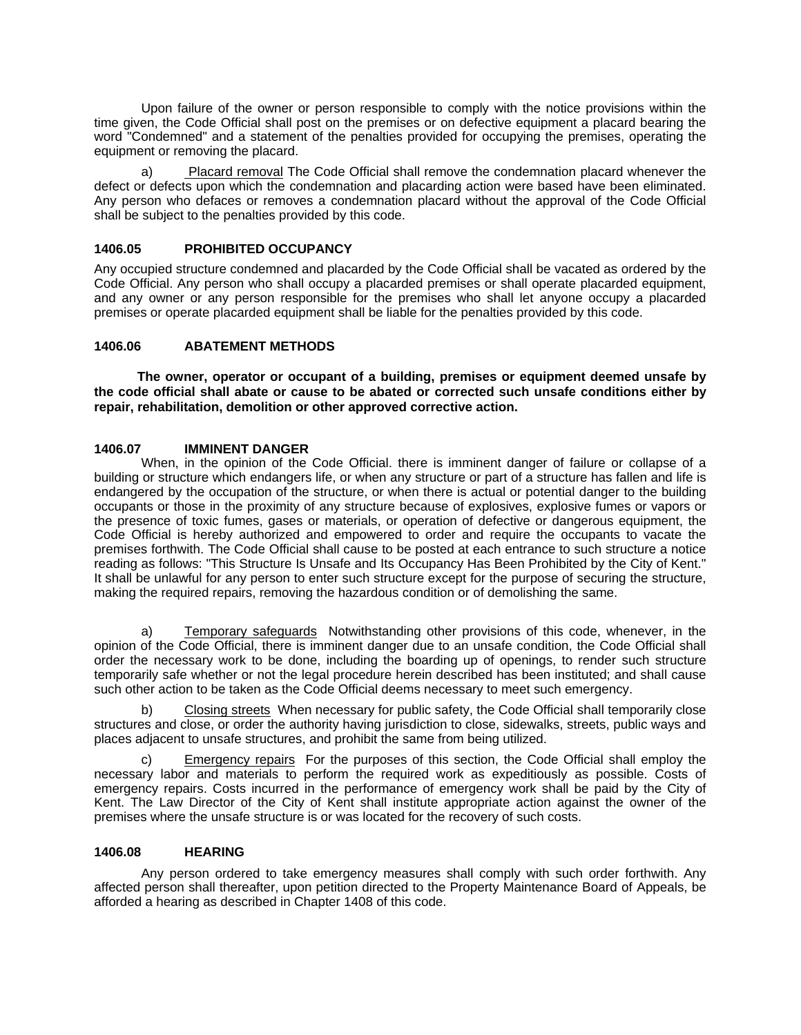Upon failure of the owner or person responsible to comply with the notice provisions within the time given, the Code Official shall post on the premises or on defective equipment a placard bearing the word "Condemned" and a statement of the penalties provided for occupying the premises, operating the equipment or removing the placard.

a) Placard removal The Code Official shall remove the condemnation placard whenever the defect or defects upon which the condemnation and placarding action were based have been eliminated. Any person who defaces or removes a condemnation placard without the approval of the Code Official shall be subject to the penalties provided by this code.

### 1406.05 PROHIBITED OCCUPANCY

Any occupied structure condemned and placarded by the Code Official shall be vacated as ordered by the Code Official. Any person who shall occupy a placarded premises or shall operate placarded equipment, and any owner or any person responsible for the premises who shall let anyone occupy a placarded premises or operate placarded equipment shall be liable for the penalties provided by this code.

### 1406.06 ABATEMENT METHODS

**The owner, operator or occupant of a building, premises or equipment deemed unsafe by the code official shall abate or cause to be abated or corrected such unsafe conditions either by repair, rehabilitation, demolition or other approved corrective action.**

### 1406.07 IMMINENT DANGER

When, in the opinion of the Code Official. there is imminent danger of failure or collapse of a building or structure which endangers life, or when any structure or part of a structure has fallen and life is endangered by the occupation of the structure, or when there is actual or potential danger to the building occupants or those in the proximity of any structure because of explosives, explosive fumes or vapors or the presence of toxic fumes, gases or materials, or operation of defective or dangerous equipment, the Code Official is hereby authorized and empowered to order and require the occupants to vacate the premises forthwith. The Code Official shall cause to be posted at each entrance to such structure a notice reading as follows: "This Structure Is Unsafe and Its Occupancy Has Been Prohibited by the City of Kent." It shall be unlawful for any person to enter such structure except for the purpose of securing the structure, making the required repairs, removing the hazardous condition or of demolishing the same.

a) Temporary safeguards Notwithstanding other provisions of this code, whenever, in the opinion of the Code Official, there is imminent danger due to an unsafe condition, the Code Official shall order the necessary work to be done, including the boarding up of openings, to render such structure temporarily safe whether or not the legal procedure herein described has been instituted; and shall cause such other action to be taken as the Code Official deems necessary to meet such emergency.

b) Closing streets When necessary for public safety, the Code Official shall temporarily close structures and close, or order the authority having jurisdiction to close, sidewalks, streets, public ways and places adjacent to unsafe structures, and prohibit the same from being utilized.

c) Emergency repairs For the purposes of this section, the Code Official shall employ the necessary labor and materials to perform the required work as expeditiously as possible. Costs of emergency repairs. Costs incurred in the performance of emergency work shall be paid by the City of Kent. The Law Director of the City of Kent shall institute appropriate action against the owner of the premises where the unsafe structure is or was located for the recovery of such costs.

### 1406.08 HEARING

Any person ordered to take emergency measures shall comply with such order forthwith. Any affected person shall thereafter, upon petition directed to the Property Maintenance Board of Appeals, be afforded a hearing as described in Chapter 1408 of this code.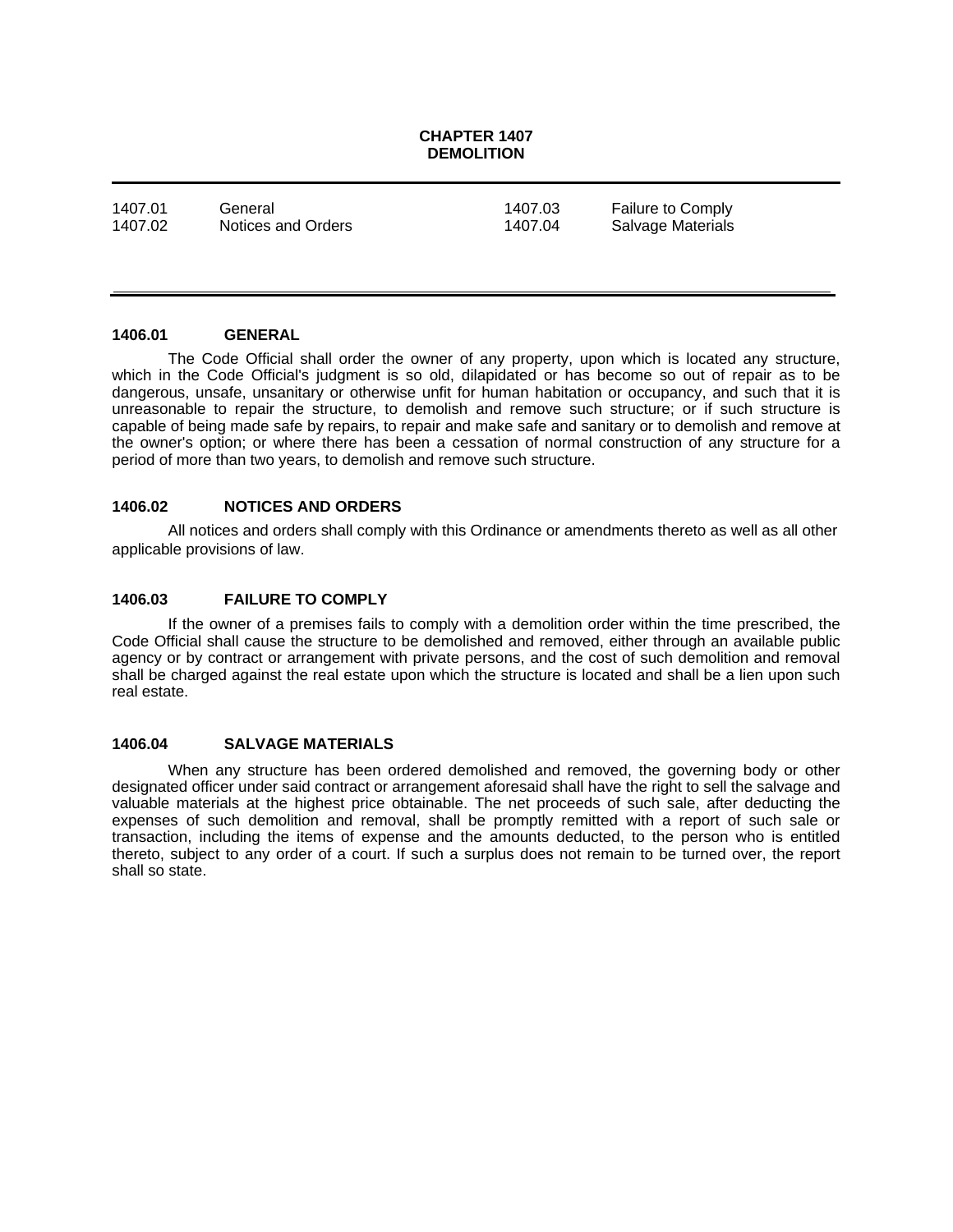# CHAPTER 1407
# DEMOLITION

| | | | |
|---|---|---|---|
| 1407.01 | General | 1407.03 | Failure to Comply |
| 1407.02 | Notices and Orders | 1407.04 | Salvage Materials |

## 1406.01 GENERAL

The Code Official shall order the owner of any property, upon which is located any structure, which in the Code Official's judgment is so old, dilapidated or has become so out of repair as to be dangerous, unsafe, unsanitary or otherwise unfit for human habitation or occupancy, and such that it is unreasonable to repair the structure, to demolish and remove such structure; or if such structure is capable of being made safe by repairs, to repair and make safe and sanitary or to demolish and remove at the owner's option; or where there has been a cessation of normal construction of any structure for a period of more than two years, to demolish and remove such structure.

## 1406.02 NOTICES AND ORDERS

All notices and orders shall comply with this Ordinance or amendments thereto as well as all other applicable provisions of law.

## 1406.03 FAILURE TO COMPLY

If the owner of a premises fails to comply with a demolition order within the time prescribed, the Code Official shall cause the structure to be demolished and removed, either through an available public agency or by contract or arrangement with private persons, and the cost of such demolition and removal shall be charged against the real estate upon which the structure is located and shall be a lien upon such real estate.

## 1406.04 SALVAGE MATERIALS

When any structure has been ordered demolished and removed, the governing body or other designated officer under said contract or arrangement aforesaid shall have the right to sell the salvage and valuable materials at the highest price obtainable. The net proceeds of such sale, after deducting the expenses of such demolition and removal, shall be promptly remitted with a report of such sale or transaction, including the items of expense and the amounts deducted, to the person who is entitled thereto, subject to any order of a court. If such a surplus does not remain to be turned over, the report shall so state.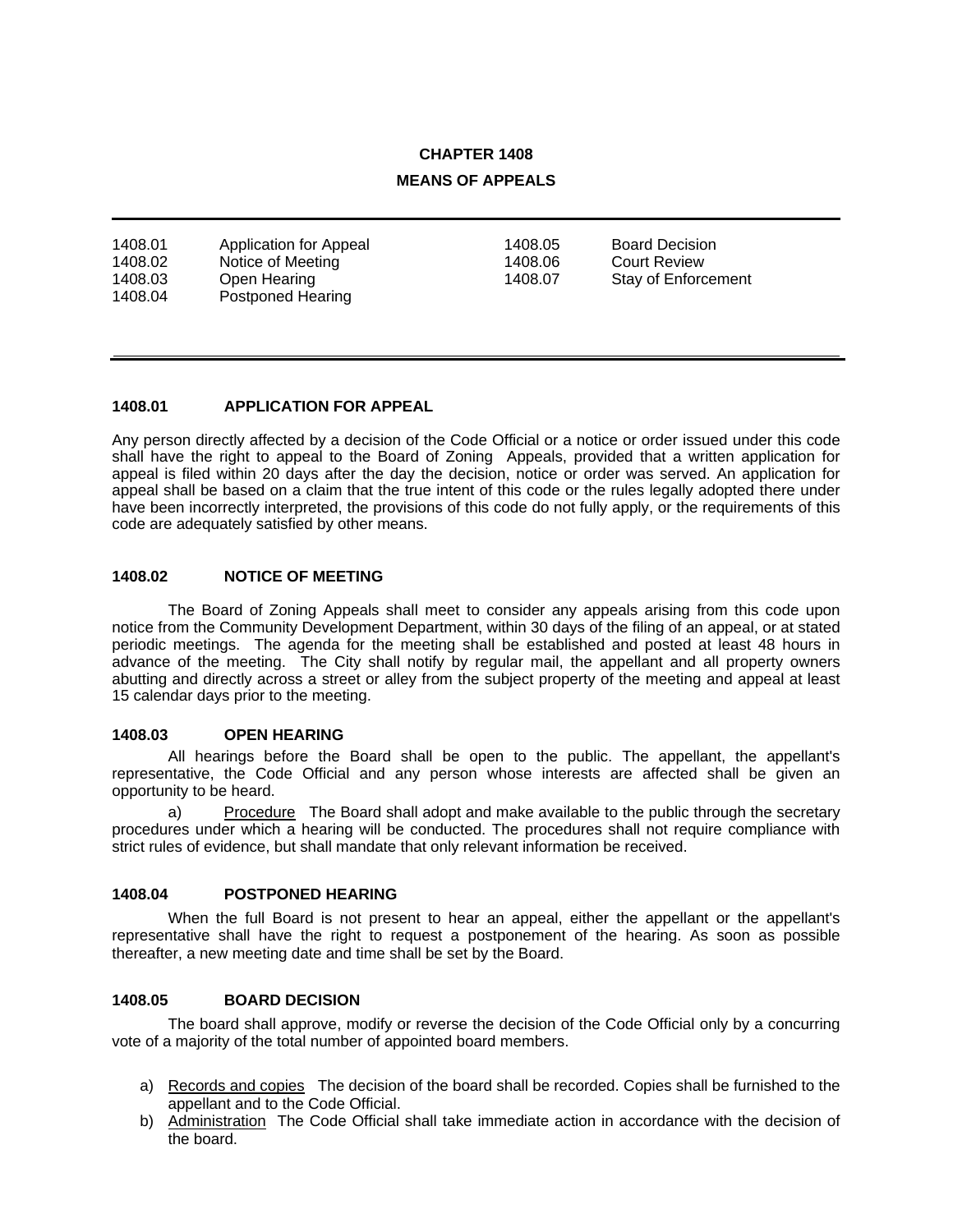# CHAPTER 1408

## MEANS OF APPEALS

| | | | |
|---|---|---|---|
| 1408.01 | Application for Appeal | 1408.05 | Board Decision |
| 1408.02 | Notice of Meeting | 1408.06 | Court Review |
| 1408.03 | Open Hearing | 1408.07 | Stay of Enforcement |
| 1408.04 | Postponed Hearing | | |

### 1408.01 APPLICATION FOR APPEAL

Any person directly affected by a decision of the Code Official or a notice or order issued under this code shall have the right to appeal to the Board of Zoning Appeals, provided that a written application for appeal is filed within 20 days after the day the decision, notice or order was served. An application for appeal shall be based on a claim that the true intent of this code or the rules legally adopted there under have been incorrectly interpreted, the provisions of this code do not fully apply, or the requirements of this code are adequately satisfied by other means.

### 1408.02 NOTICE OF MEETING

The Board of Zoning Appeals shall meet to consider any appeals arising from this code upon notice from the Community Development Department, within 30 days of the filing of an appeal, or at stated periodic meetings. The agenda for the meeting shall be established and posted at least 48 hours in advance of the meeting. The City shall notify by regular mail, the appellant and all property owners abutting and directly across a street or alley from the subject property of the meeting and appeal at least 15 calendar days prior to the meeting.

### 1408.03 OPEN HEARING

All hearings before the Board shall be open to the public. The appellant, the appellant's representative, the Code Official and any person whose interests are affected shall be given an opportunity to be heard.

a) Procedure The Board shall adopt and make available to the public through the secretary procedures under which a hearing will be conducted. The procedures shall not require compliance with strict rules of evidence, but shall mandate that only relevant information be received.

### 1408.04 POSTPONED HEARING

When the full Board is not present to hear an appeal, either the appellant or the appellant's representative shall have the right to request a postponement of the hearing. As soon as possible thereafter, a new meeting date and time shall be set by the Board.

### 1408.05 BOARD DECISION

The board shall approve, modify or reverse the decision of the Code Official only by a concurring vote of a majority of the total number of appointed board members.

a) Records and copies The decision of the board shall be recorded. Copies shall be furnished to the appellant and to the Code Official.
b) Administration The Code Official shall take immediate action in accordance with the decision of the board.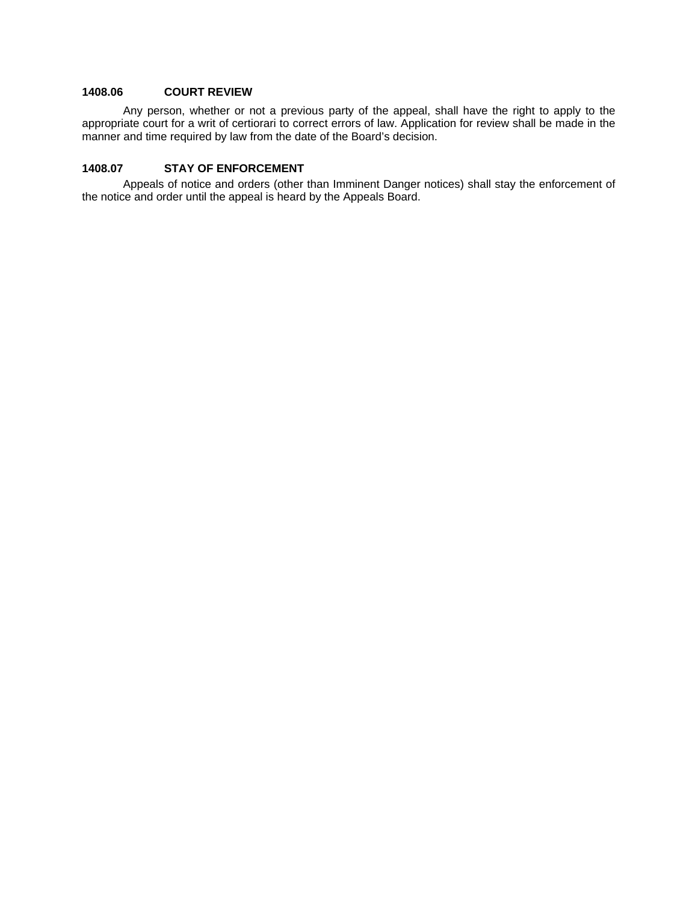### 1408.06 COURT REVIEW

Any person, whether or not a previous party of the appeal, shall have the right to apply to the appropriate court for a writ of certiorari to correct errors of law. Application for review shall be made in the manner and time required by law from the date of the Board's decision.

### 1408.07 STAY OF ENFORCEMENT

Appeals of notice and orders (other than Imminent Danger notices) shall stay the enforcement of the notice and order until the appeal is heard by the Appeals Board.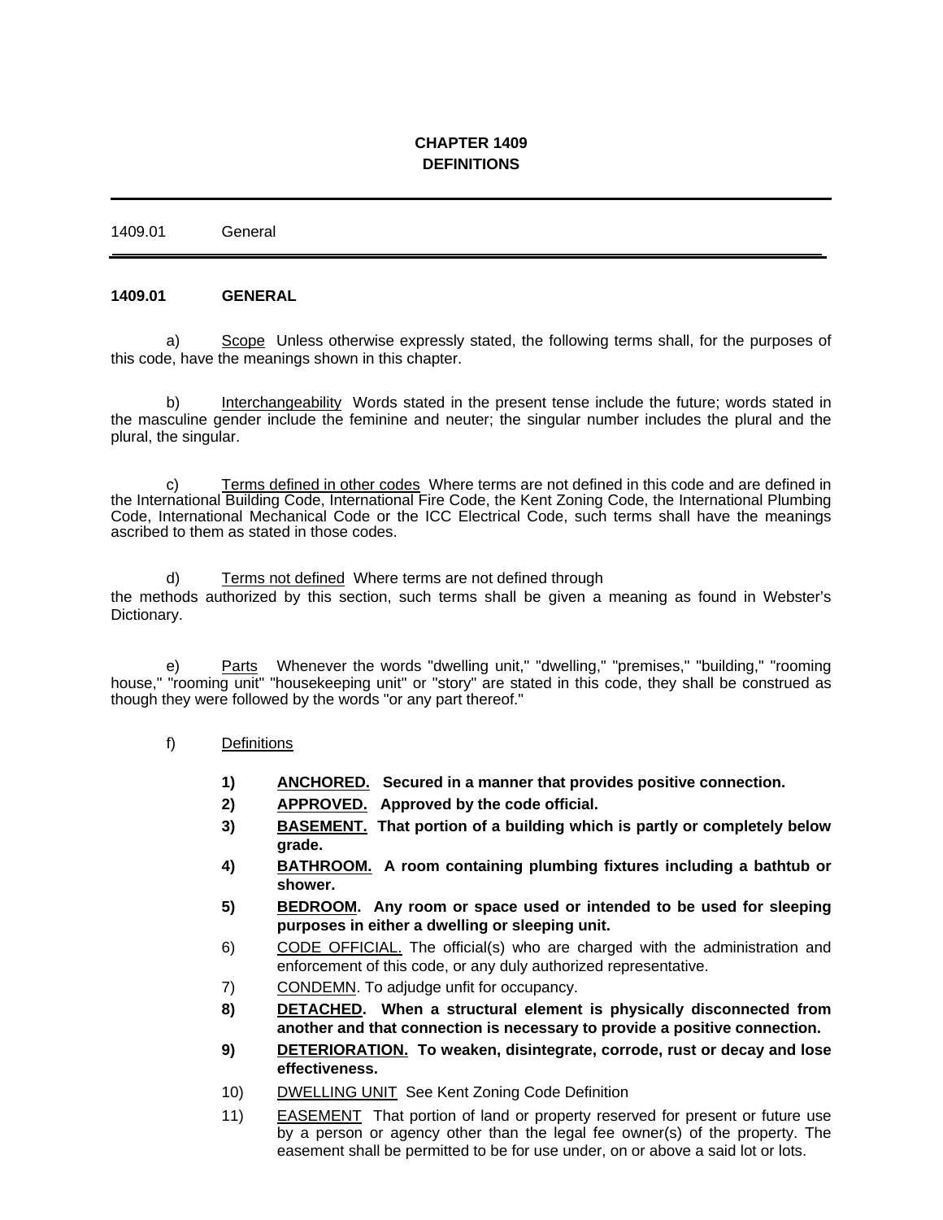# CHAPTER 1409
# DEFINITIONS

1409.01 General

## 1409.01 GENERAL

a) Scope Unless otherwise expressly stated, the following terms shall, for the purposes of this code, have the meanings shown in this chapter.

b) Interchangeability Words stated in the present tense include the future; words stated in the masculine gender include the feminine and neuter; the singular number includes the plural and the plural, the singular.

c) Terms defined in other codes Where terms are not defined in this code and are defined in the International Building Code, International Fire Code, the Kent Zoning Code, the International Plumbing Code, International Mechanical Code or the ICC Electrical Code, such terms shall have the meanings ascribed to them as stated in those codes.

d) Terms not defined Where terms are not defined through the methods authorized by this section, such terms shall be given a meaning as found in Webster's Dictionary.

e) Parts Whenever the words "dwelling unit," "dwelling," "premises," "building," "rooming house," "rooming unit" "housekeeping unit" or "story" are stated in this code, they shall be construed as though they were followed by the words "or any part thereof."

f) Definitions

**1) ANCHORED. Secured in a manner that provides positive connection.**

**2) APPROVED. Approved by the code official.**

**3) BASEMENT. That portion of a building which is partly or completely below grade.**

**4) BATHROOM. A room containing plumbing fixtures including a bathtub or shower.**

**5) BEDROOM. Any room or space used or intended to be used for sleeping purposes in either a dwelling or sleeping unit.**

6) CODE OFFICIAL. The official(s) who are charged with the administration and enforcement of this code, or any duly authorized representative.

7) CONDEMN. To adjudge unfit for occupancy.

**8) DETACHED. When a structural element is physically disconnected from another and that connection is necessary to provide a positive connection.**

**9) DETERIORATION. To weaken, disintegrate, corrode, rust or decay and lose effectiveness.**

10) DWELLING UNIT See Kent Zoning Code Definition

11) EASEMENT That portion of land or property reserved for present or future use by a person or agency other than the legal fee owner(s) of the property. The easement shall be permitted to be for use under, on or above a said lot or lots.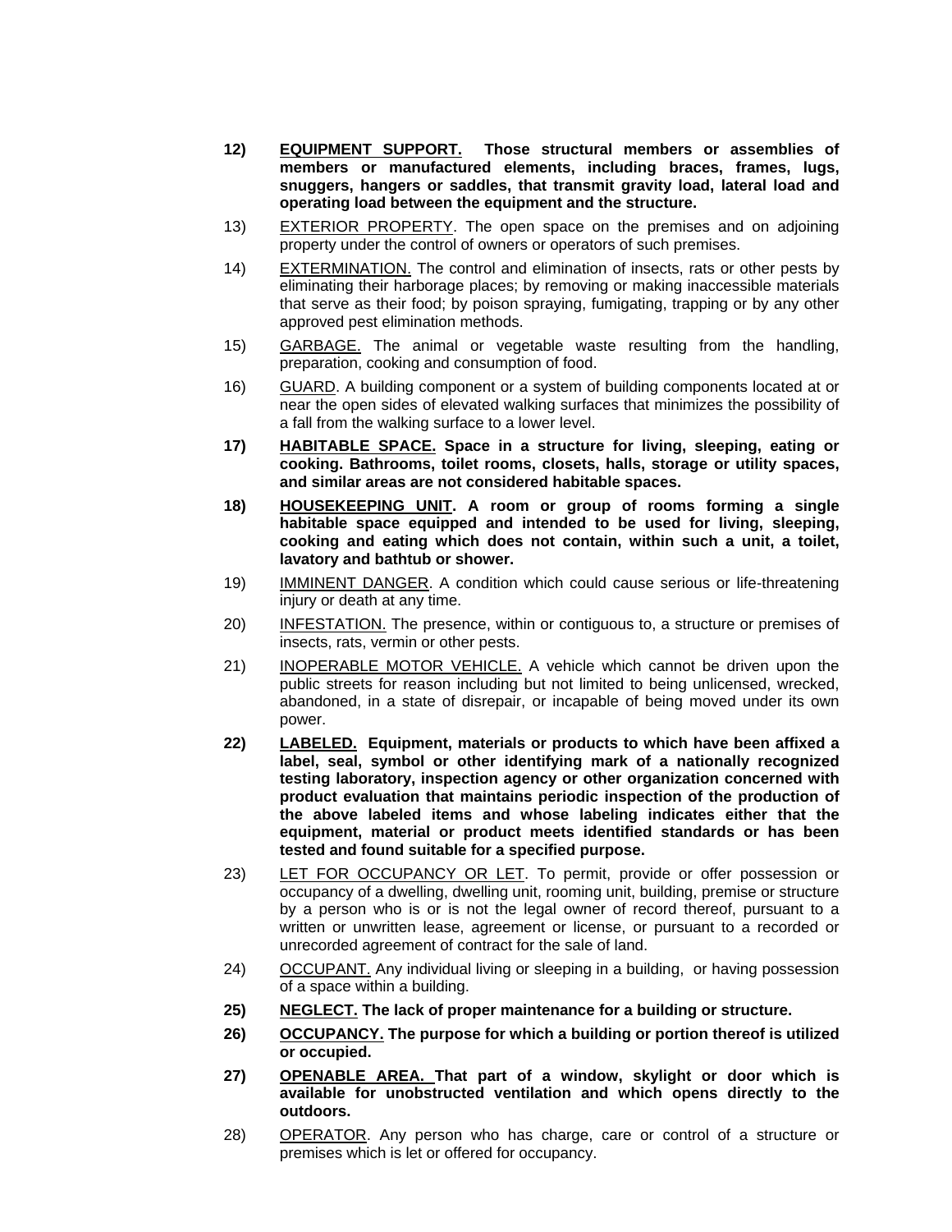**12) <u>EQUIPMENT SUPPORT.</u> Those structural members or assemblies of members or manufactured elements, including braces, frames, lugs, snuggers, hangers or saddles, that transmit gravity load, lateral load and operating load between the equipment and the structure.**

13) <u>EXTERIOR PROPERTY</u>. The open space on the premises and on adjoining property under the control of owners or operators of such premises.

14) <u>EXTERMINATION.</u> The control and elimination of insects, rats or other pests by eliminating their harborage places; by removing or making inaccessible materials that serve as their food; by poison spraying, fumigating, trapping or by any other approved pest elimination methods.

15) <u>GARBAGE.</u> The animal or vegetable waste resulting from the handling, preparation, cooking and consumption of food.

16) <u>GUARD</u>. A building component or a system of building components located at or near the open sides of elevated walking surfaces that minimizes the possibility of a fall from the walking surface to a lower level.

**17) <u>HABITABLE SPACE.</u> Space in a structure for living, sleeping, eating or cooking. Bathrooms, toilet rooms, closets, halls, storage or utility spaces, and similar areas are not considered habitable spaces.**

**18) <u>HOUSEKEEPING UNIT</u>. A room or group of rooms forming a single habitable space equipped and intended to be used for living, sleeping, cooking and eating which does not contain, within such a unit, a toilet, lavatory and bathtub or shower.**

19) <u>IMMINENT DANGER</u>. A condition which could cause serious or life-threatening injury or death at any time.

20) <u>INFESTATION.</u> The presence, within or contiguous to, a structure or premises of insects, rats, vermin or other pests.

21) <u>INOPERABLE MOTOR VEHICLE.</u> A vehicle which cannot be driven upon the public streets for reason including but not limited to being unlicensed, wrecked, abandoned, in a state of disrepair, or incapable of being moved under its own power.

**22) <u>LABELED.</u> Equipment, materials or products to which have been affixed a label, seal, symbol or other identifying mark of a nationally recognized testing laboratory, inspection agency or other organization concerned with product evaluation that maintains periodic inspection of the production of the above labeled items and whose labeling indicates either that the equipment, material or product meets identified standards or has been tested and found suitable for a specified purpose.**

23) <u>LET FOR OCCUPANCY OR LET</u>. To permit, provide or offer possession or occupancy of a dwelling, dwelling unit, rooming unit, building, premise or structure by a person who is or is not the legal owner of record thereof, pursuant to a written or unwritten lease, agreement or license, or pursuant to a recorded or unrecorded agreement of contract for the sale of land.

24) <u>OCCUPANT.</u> Any individual living or sleeping in a building, or having possession of a space within a building.

**25) <u>NEGLECT.</u> The lack of proper maintenance for a building or structure.**

**26) <u>OCCUPANCY.</u> The purpose for which a building or portion thereof is utilized or occupied.**

**27) <u>OPENABLE AREA.</u> That part of a window, skylight or door which is available for unobstructed ventilation and which opens directly to the outdoors.**

28) <u>OPERATOR</u>. Any person who has charge, care or control of a structure or premises which is let or offered for occupancy.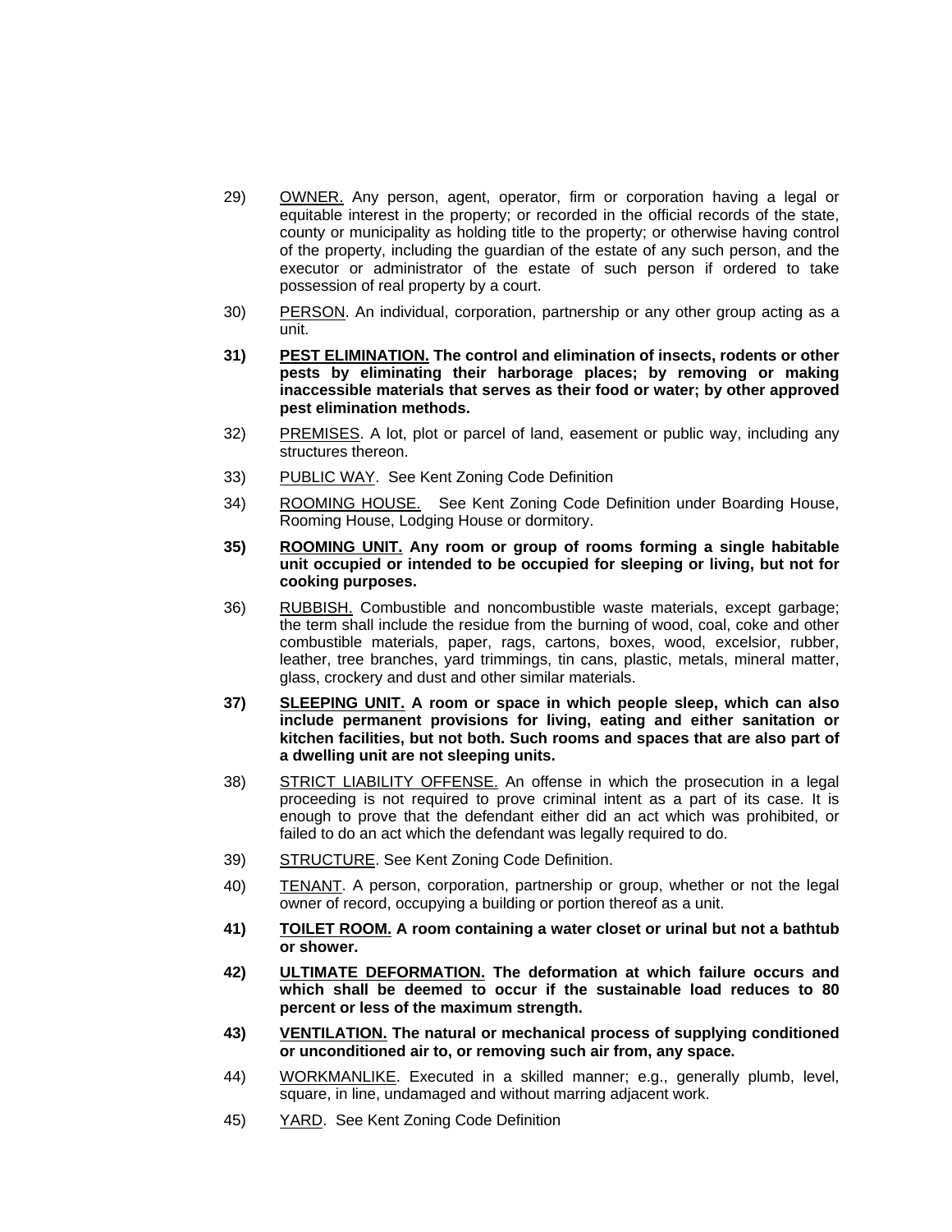29) OWNER. Any person, agent, operator, firm or corporation having a legal or equitable interest in the property; or recorded in the official records of the state, county or municipality as holding title to the property; or otherwise having control of the property, including the guardian of the estate of any such person, and the executor or administrator of the estate of such person if ordered to take possession of real property by a court.

30) PERSON. An individual, corporation, partnership or any other group acting as a unit.

**31) PEST ELIMINATION. The control and elimination of insects, rodents or other pests by eliminating their harborage places; by removing or making inaccessible materials that serves as their food or water; by other approved pest elimination methods.**

32) PREMISES. A lot, plot or parcel of land, easement or public way, including any structures thereon.

33) PUBLIC WAY. See Kent Zoning Code Definition

34) ROOMING HOUSE. See Kent Zoning Code Definition under Boarding House, Rooming House, Lodging House or dormitory.

**35) ROOMING UNIT. Any room or group of rooms forming a single habitable unit occupied or intended to be occupied for sleeping or living, but not for cooking purposes.**

36) RUBBISH. Combustible and noncombustible waste materials, except garbage; the term shall include the residue from the burning of wood, coal, coke and other combustible materials, paper, rags, cartons, boxes, wood, excelsior, rubber, leather, tree branches, yard trimmings, tin cans, plastic, metals, mineral matter, glass, crockery and dust and other similar materials.

**37) SLEEPING UNIT. A room or space in which people sleep, which can also include permanent provisions for living, eating and either sanitation or kitchen facilities, but not both. Such rooms and spaces that are also part of a dwelling unit are not sleeping units.**

38) STRICT LIABILITY OFFENSE. An offense in which the prosecution in a legal proceeding is not required to prove criminal intent as a part of its case. It is enough to prove that the defendant either did an act which was prohibited, or failed to do an act which the defendant was legally required to do.

39) STRUCTURE. See Kent Zoning Code Definition.

40) TENANT. A person, corporation, partnership or group, whether or not the legal owner of record, occupying a building or portion thereof as a unit.

**41) TOILET ROOM. A room containing a water closet or urinal but not a bathtub or shower.**

**42) ULTIMATE DEFORMATION. The deformation at which failure occurs and which shall be deemed to occur if the sustainable load reduces to 80 percent or less of the maximum strength.**

**43) VENTILATION. The natural or mechanical process of supplying conditioned or unconditioned air to, or removing such air from, any space.**

44) WORKMANLIKE. Executed in a skilled manner; e.g., generally plumb, level, square, in line, undamaged and without marring adjacent work.

45) YARD. See Kent Zoning Code Definition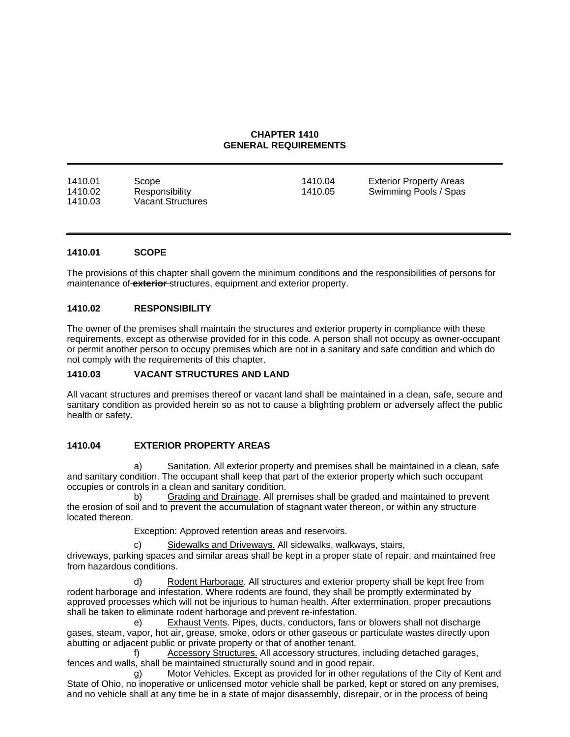# CHAPTER 1410
# GENERAL REQUIREMENTS

| | | | |
|---|---|---|---|
| 1410.01 | Scope | 1410.04 | Exterior Property Areas |
| 1410.02 | Responsibility | 1410.05 | Swimming Pools / Spas |
| 1410.03 | Vacant Structures | | |

### 1410.01 SCOPE

The provisions of this chapter shall govern the minimum conditions and the responsibilities of persons for maintenance of ~~**exterior**~~ structures, equipment and exterior property.

### 1410.02 RESPONSIBILITY

The owner of the premises shall maintain the structures and exterior property in compliance with these requirements, except as otherwise provided for in this code. A person shall not occupy as owner-occupant or permit another person to occupy premises which are not in a sanitary and safe condition and which do not comply with the requirements of this chapter.

### 1410.03 VACANT STRUCTURES AND LAND

All vacant structures and premises thereof or vacant land shall be maintained in a clean, safe, secure and sanitary condition as provided herein so as not to cause a blighting problem or adversely affect the public health or safety.

### 1410.04 EXTERIOR PROPERTY AREAS

a) Sanitation. All exterior property and premises shall be maintained in a clean, safe and sanitary condition. The occupant shall keep that part of the exterior property which such occupant occupies or controls in a clean and sanitary condition.

b) Grading and Drainage. All premises shall be graded and maintained to prevent the erosion of soil and to prevent the accumulation of stagnant water thereon, or within any structure located thereon.

Exception: Approved retention areas and reservoirs.

c) Sidewalks and Driveways. All sidewalks, walkways, stairs, driveways, parking spaces and similar areas shall be kept in a proper state of repair, and maintained free from hazardous conditions.

d) Rodent Harborage. All structures and exterior property shall be kept free from rodent harborage and infestation. Where rodents are found, they shall be promptly exterminated by approved processes which will not be injurious to human health. After extermination, proper precautions shall be taken to eliminate rodent harborage and prevent re-infestation.

e) Exhaust Vents. Pipes, ducts, conductors, fans or blowers shall not discharge gases, steam, vapor, hot air, grease, smoke, odors or other gaseous or particulate wastes directly upon abutting or adjacent public or private property or that of another tenant.

f) Accessory Structures. All accessory structures, including detached garages, fences and walls, shall be maintained structurally sound and in good repair.

g) Motor Vehicles. Except as provided for in other regulations of the City of Kent and State of Ohio, no inoperative or unlicensed motor vehicle shall be parked, kept or stored on any premises, and no vehicle shall at any time be in a state of major disassembly, disrepair, or in the process of being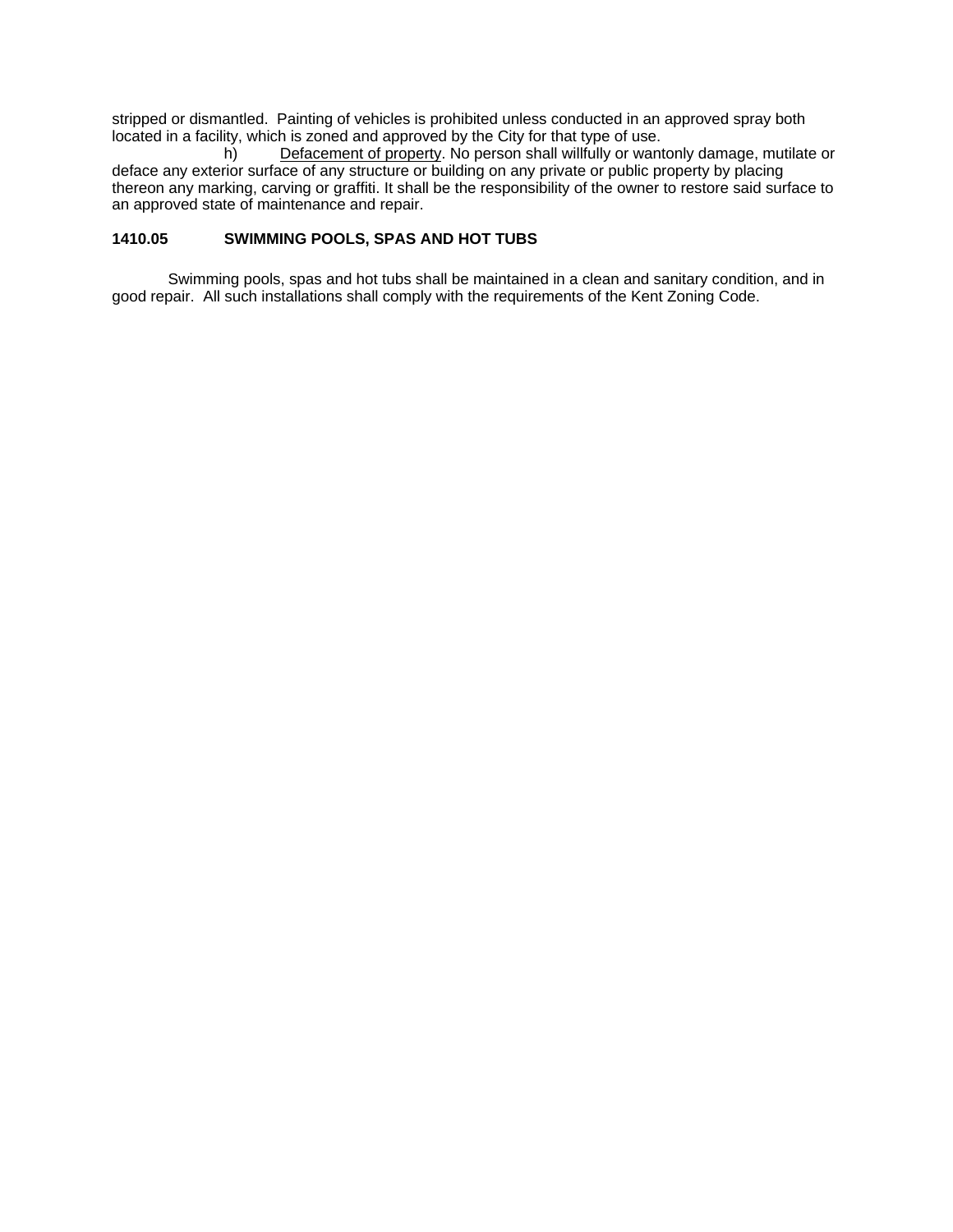stripped or dismantled. Painting of vehicles is prohibited unless conducted in an approved spray both located in a facility, which is zoned and approved by the City for that type of use.

h) Defacement of property. No person shall willfully or wantonly damage, mutilate or deface any exterior surface of any structure or building on any private or public property by placing thereon any marking, carving or graffiti. It shall be the responsibility of the owner to restore said surface to an approved state of maintenance and repair.

**1410.05 SWIMMING POOLS, SPAS AND HOT TUBS**

Swimming pools, spas and hot tubs shall be maintained in a clean and sanitary condition, and in good repair. All such installations shall comply with the requirements of the Kent Zoning Code.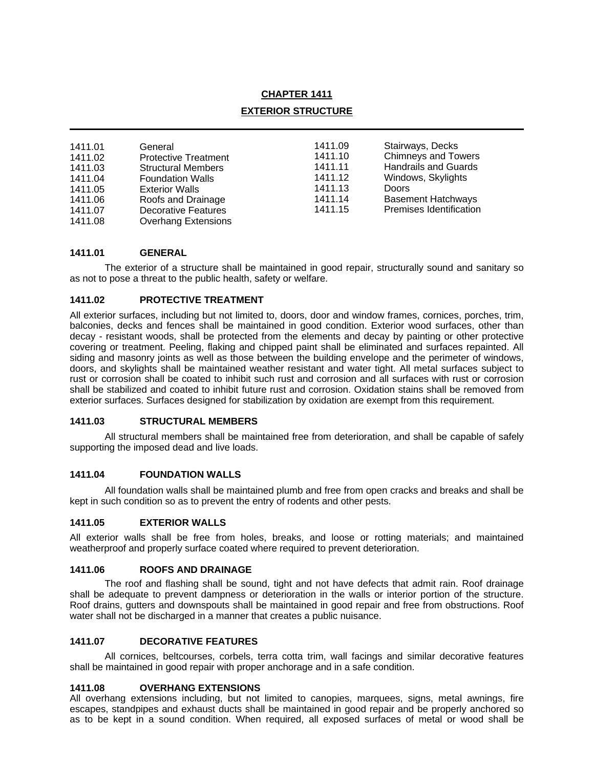# CHAPTER 1411

## EXTERIOR STRUCTURE

| | | | |
|---|---|---|---|
| 1411.01 | General | 1411.09 | Stairways, Decks |
| 1411.02 | Protective Treatment | 1411.10 | Chimneys and Towers |
| 1411.03 | Structural Members | 1411.11 | Handrails and Guards |
| 1411.04 | Foundation Walls | 1411.12 | Windows, Skylights |
| 1411.05 | Exterior Walls | 1411.13 | Doors |
| 1411.06 | Roofs and Drainage | 1411.14 | Basement Hatchways |
| 1411.07 | Decorative Features | 1411.15 | Premises Identification |
| 1411.08 | Overhang Extensions | | |

### 1411.01 GENERAL

The exterior of a structure shall be maintained in good repair, structurally sound and sanitary so as not to pose a threat to the public health, safety or welfare.

### 1411.02 PROTECTIVE TREATMENT

All exterior surfaces, including but not limited to, doors, door and window frames, cornices, porches, trim, balconies, decks and fences shall be maintained in good condition. Exterior wood surfaces, other than decay - resistant woods, shall be protected from the elements and decay by painting or other protective covering or treatment. Peeling, flaking and chipped paint shall be eliminated and surfaces repainted. All siding and masonry joints as well as those between the building envelope and the perimeter of windows, doors, and skylights shall be maintained weather resistant and water tight. All metal surfaces subject to rust or corrosion shall be coated to inhibit such rust and corrosion and all surfaces with rust or corrosion shall be stabilized and coated to inhibit future rust and corrosion. Oxidation stains shall be removed from exterior surfaces. Surfaces designed for stabilization by oxidation are exempt from this requirement.

### 1411.03 STRUCTURAL MEMBERS

All structural members shall be maintained free from deterioration, and shall be capable of safely supporting the imposed dead and live loads.

### 1411.04 FOUNDATION WALLS

All foundation walls shall be maintained plumb and free from open cracks and breaks and shall be kept in such condition so as to prevent the entry of rodents and other pests.

### 1411.05 EXTERIOR WALLS

All exterior walls shall be free from holes, breaks, and loose or rotting materials; and maintained weatherproof and properly surface coated where required to prevent deterioration.

### 1411.06 ROOFS AND DRAINAGE

The roof and flashing shall be sound, tight and not have defects that admit rain. Roof drainage shall be adequate to prevent dampness or deterioration in the walls or interior portion of the structure. Roof drains, gutters and downspouts shall be maintained in good repair and free from obstructions. Roof water shall not be discharged in a manner that creates a public nuisance.

### 1411.07 DECORATIVE FEATURES

All cornices, beltcourses, corbels, terra cotta trim, wall facings and similar decorative features shall be maintained in good repair with proper anchorage and in a safe condition.

### 1411.08 OVERHANG EXTENSIONS

All overhang extensions including, but not limited to canopies, marquees, signs, metal awnings, fire escapes, standpipes and exhaust ducts shall be maintained in good repair and be properly anchored so as to be kept in a sound condition. When required, all exposed surfaces of metal or wood shall be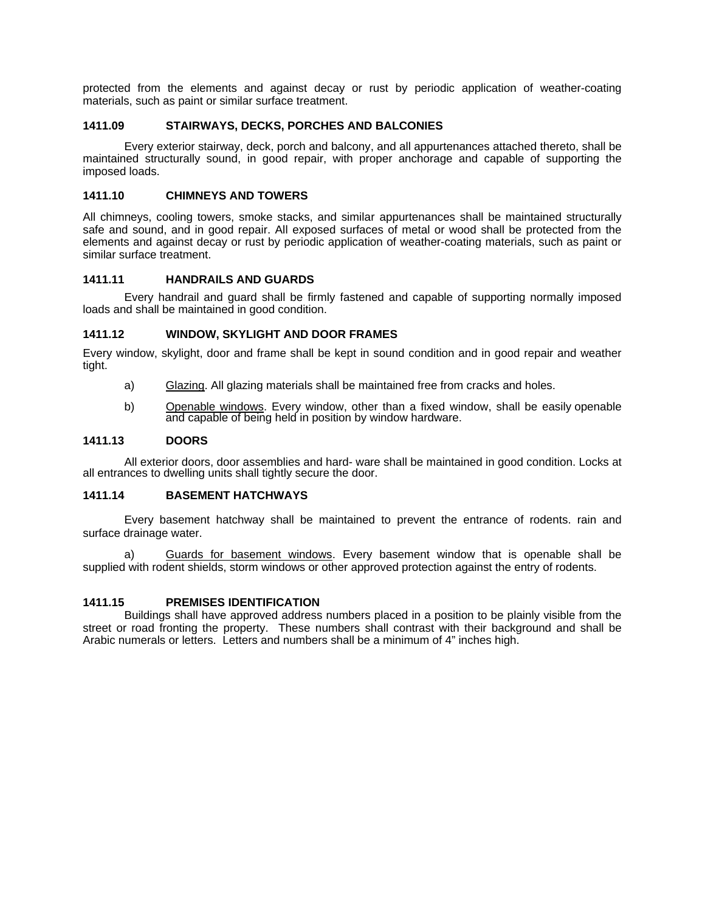protected from the elements and against decay or rust by periodic application of weather-coating materials, such as paint or similar surface treatment.

### 1411.09 STAIRWAYS, DECKS, PORCHES AND BALCONIES

Every exterior stairway, deck, porch and balcony, and all appurtenances attached thereto, shall be maintained structurally sound, in good repair, with proper anchorage and capable of supporting the imposed loads.

### 1411.10 CHIMNEYS AND TOWERS

All chimneys, cooling towers, smoke stacks, and similar appurtenances shall be maintained structurally safe and sound, and in good repair. All exposed surfaces of metal or wood shall be protected from the elements and against decay or rust by periodic application of weather-coating materials, such as paint or similar surface treatment.

### 1411.11 HANDRAILS AND GUARDS

Every handrail and guard shall be firmly fastened and capable of supporting normally imposed loads and shall be maintained in good condition.

### 1411.12 WINDOW, SKYLIGHT AND DOOR FRAMES

Every window, skylight, door and frame shall be kept in sound condition and in good repair and weather tight.

a) Glazing. All glazing materials shall be maintained free from cracks and holes.

b) Openable windows. Every window, other than a fixed window, shall be easily openable and capable of being held in position by window hardware.

### 1411.13 DOORS

All exterior doors, door assemblies and hard- ware shall be maintained in good condition. Locks at all entrances to dwelling units shall tightly secure the door.

### 1411.14 BASEMENT HATCHWAYS

Every basement hatchway shall be maintained to prevent the entrance of rodents. rain and surface drainage water.

a) Guards for basement windows. Every basement window that is openable shall be supplied with rodent shields, storm windows or other approved protection against the entry of rodents.

### 1411.15 PREMISES IDENTIFICATION

Buildings shall have approved address numbers placed in a position to be plainly visible from the street or road fronting the property. These numbers shall contrast with their background and shall be Arabic numerals or letters. Letters and numbers shall be a minimum of 4" inches high.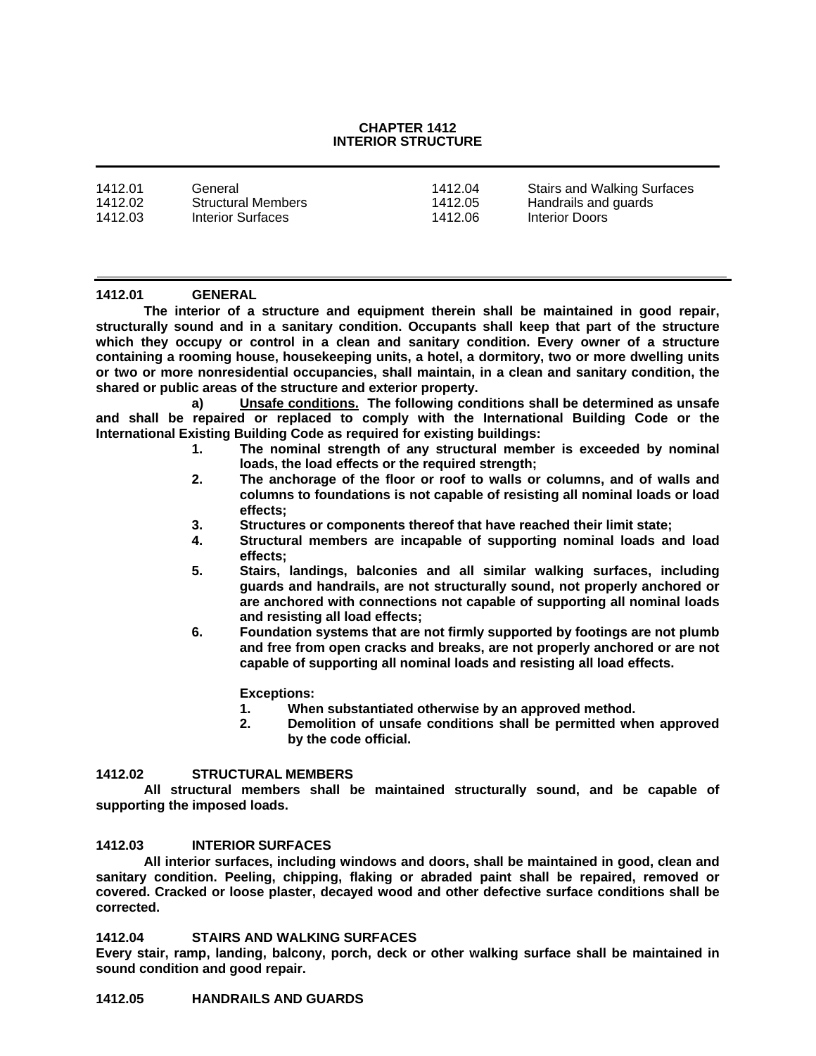# CHAPTER 1412
# INTERIOR STRUCTURE

| | | | |
|---|---|---|---|
| 1412.01 | General | 1412.04 | Stairs and Walking Surfaces |
| 1412.02 | Structural Members | 1412.05 | Handrails and guards |
| 1412.03 | Interior Surfaces | 1412.06 | Interior Doors |

**1412.01 GENERAL**

**The interior of a structure and equipment therein shall be maintained in good repair, structurally sound and in a sanitary condition. Occupants shall keep that part of the structure which they occupy or control in a clean and sanitary condition. Every owner of a structure containing a rooming house, housekeeping units, a hotel, a dormitory, two or more dwelling units or two or more nonresidential occupancies, shall maintain, in a clean and sanitary condition, the shared or public areas of the structure and exterior property.**

**a) Unsafe conditions. The following conditions shall be determined as unsafe and shall be repaired or replaced to comply with the International Building Code or the International Existing Building Code as required for existing buildings:**

1. **The nominal strength of any structural member is exceeded by nominal loads, the load effects or the required strength;**
2. **The anchorage of the floor or roof to walls or columns, and of walls and columns to foundations is not capable of resisting all nominal loads or load effects;**
3. **Structures or components thereof that have reached their limit state;**
4. **Structural members are incapable of supporting nominal loads and load effects;**
5. **Stairs, landings, balconies and all similar walking surfaces, including guards and handrails, are not structurally sound, not properly anchored or are anchored with connections not capable of supporting all nominal loads and resisting all load effects;**
6. **Foundation systems that are not firmly supported by footings are not plumb and free from open cracks and breaks, are not properly anchored or are not capable of supporting all nominal loads and resisting all load effects.**

**Exceptions:**
1. **When substantiated otherwise by an approved method.**
2. **Demolition of unsafe conditions shall be permitted when approved by the code official.**

**1412.02 STRUCTURAL MEMBERS**

**All structural members shall be maintained structurally sound, and be capable of supporting the imposed loads.**

**1412.03 INTERIOR SURFACES**

**All interior surfaces, including windows and doors, shall be maintained in good, clean and sanitary condition. Peeling, chipping, flaking or abraded paint shall be repaired, removed or covered. Cracked or loose plaster, decayed wood and other defective surface conditions shall be corrected.**

**1412.04 STAIRS AND WALKING SURFACES**

**Every stair, ramp, landing, balcony, porch, deck or other walking surface shall be maintained in sound condition and good repair.**

**1412.05 HANDRAILS AND GUARDS**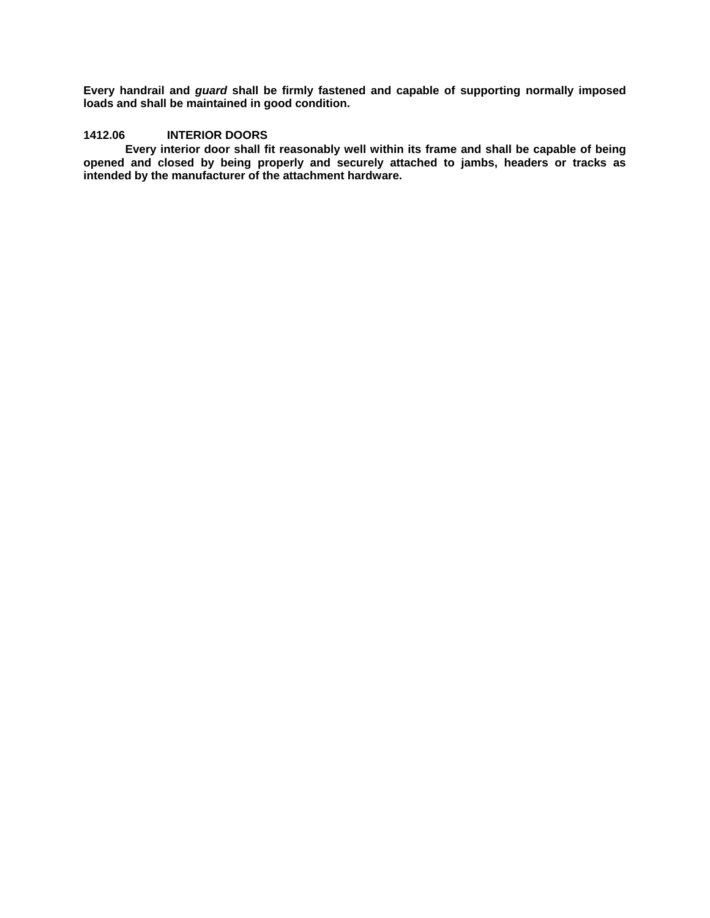**Every handrail and *guard* shall be firmly fastened and capable of supporting normally imposed loads and shall be maintained in good condition.**

**1412.06 INTERIOR DOORS**

**Every interior door shall fit reasonably well within its frame and shall be capable of being opened and closed by being properly and securely attached to jambs, headers or tracks as intended by the manufacturer of the attachment hardware.**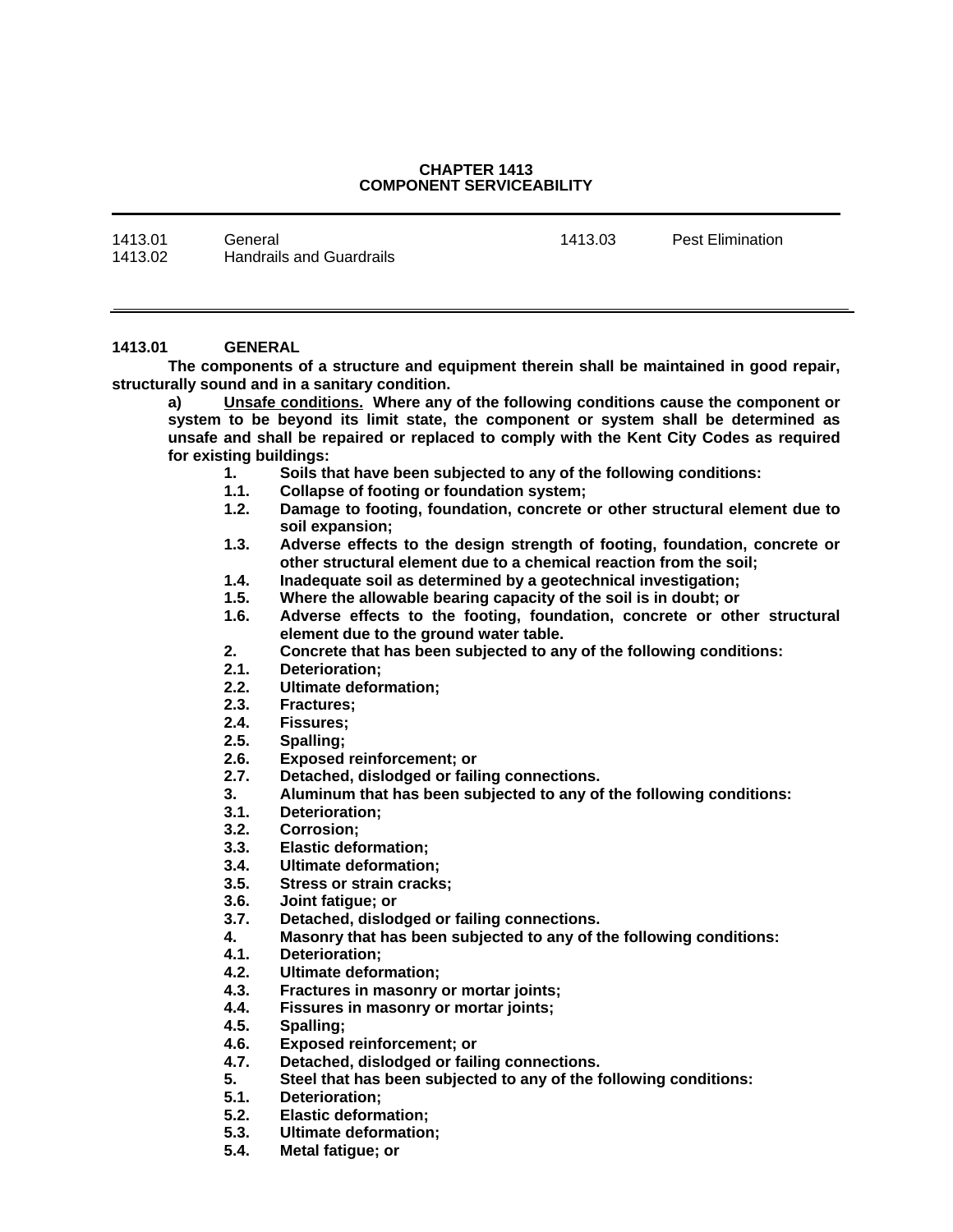# CHAPTER 1413
# COMPONENT SERVICEABILITY

| | | | |
|---|---|---|---|
| 1413.01 | General | 1413.03 | Pest Elimination |
| 1413.02 | Handrails and Guardrails | | |

---

**1413.01 GENERAL**

**The components of a structure and equipment therein shall be maintained in good repair, structurally sound and in a sanitary condition.**

**a) <u>Unsafe conditions.</u> Where any of the following conditions cause the component or system to be beyond its limit state, the component or system shall be determined as unsafe and shall be repaired or replaced to comply with the Kent City Codes as required for existing buildings:**

**1. Soils that have been subjected to any of the following conditions:**
**1.1. Collapse of footing or foundation system;**
**1.2. Damage to footing, foundation, concrete or other structural element due to soil expansion;**
**1.3. Adverse effects to the design strength of footing, foundation, concrete or other structural element due to a chemical reaction from the soil;**
**1.4. Inadequate soil as determined by a geotechnical investigation;**
**1.5. Where the allowable bearing capacity of the soil is in doubt; or**
**1.6. Adverse effects to the footing, foundation, concrete or other structural element due to the ground water table.**

**2. Concrete that has been subjected to any of the following conditions:**
**2.1. Deterioration;**
**2.2. Ultimate deformation;**
**2.3. Fractures;**
**2.4. Fissures;**
**2.5. Spalling;**
**2.6. Exposed reinforcement; or**
**2.7. Detached, dislodged or failing connections.**

**3. Aluminum that has been subjected to any of the following conditions:**
**3.1. Deterioration;**
**3.2. Corrosion;**
**3.3. Elastic deformation;**
**3.4. Ultimate deformation;**
**3.5. Stress or strain cracks;**
**3.6. Joint fatigue; or**
**3.7. Detached, dislodged or failing connections.**

**4. Masonry that has been subjected to any of the following conditions:**
**4.1. Deterioration;**
**4.2. Ultimate deformation;**
**4.3. Fractures in masonry or mortar joints;**
**4.4. Fissures in masonry or mortar joints;**
**4.5. Spalling;**
**4.6. Exposed reinforcement; or**
**4.7. Detached, dislodged or failing connections.**

**5. Steel that has been subjected to any of the following conditions:**
**5.1. Deterioration;**
**5.2. Elastic deformation;**
**5.3. Ultimate deformation;**
**5.4. Metal fatigue; or**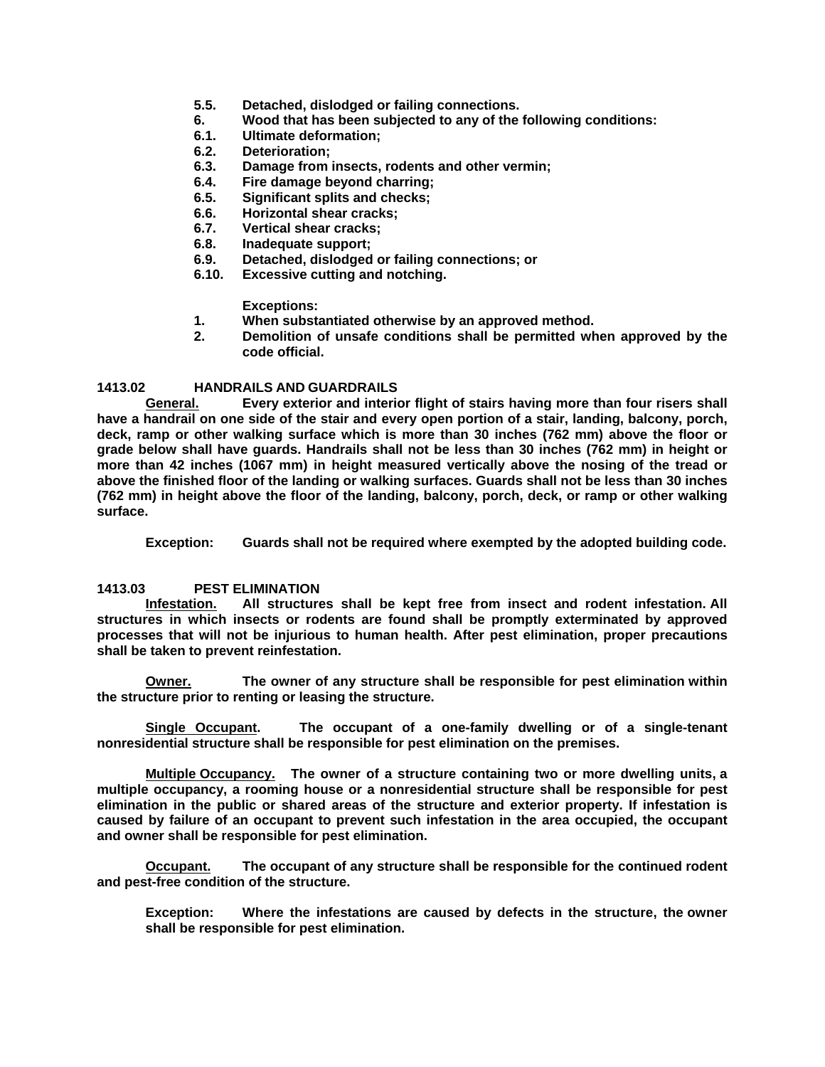**5.5. Detached, dislodged or failing connections.**
**6. Wood that has been subjected to any of the following conditions:**
**6.1. Ultimate deformation;**
**6.2. Deterioration;**
**6.3. Damage from insects, rodents and other vermin;**
**6.4. Fire damage beyond charring;**
**6.5. Significant splits and checks;**
**6.6. Horizontal shear cracks;**
**6.7. Vertical shear cracks;**
**6.8. Inadequate support;**
**6.9. Detached, dislodged or failing connections; or**
**6.10. Excessive cutting and notching.**

**Exceptions:**

**1. When substantiated otherwise by an approved method.**
**2. Demolition of unsafe conditions shall be permitted when approved by the code official.**

**1413.02 HANDRAILS AND GUARDRAILS**

**<u>General.</u> Every exterior and interior flight of stairs having more than four risers shall have a handrail on one side of the stair and every open portion of a stair, landing, balcony, porch, deck, ramp or other walking surface which is more than 30 inches (762 mm) above the floor or grade below shall have guards. Handrails shall not be less than 30 inches (762 mm) in height or more than 42 inches (1067 mm) in height measured vertically above the nosing of the tread or above the finished floor of the landing or walking surfaces. Guards shall not be less than 30 inches (762 mm) in height above the floor of the landing, balcony, porch, deck, or ramp or other walking surface.**

**Exception: Guards shall not be required where exempted by the adopted building code.**

**1413.03 PEST ELIMINATION**

**<u>Infestation.</u> All structures shall be kept free from insect and rodent infestation. All structures in which insects or rodents are found shall be promptly exterminated by approved processes that will not be injurious to human health. After pest elimination, proper precautions shall be taken to prevent reinfestation.**

**<u>Owner.</u> The owner of any structure shall be responsible for pest elimination within the structure prior to renting or leasing the structure.**

**<u>Single Occupant</u>. The occupant of a one-family dwelling or of a single-tenant nonresidential structure shall be responsible for pest elimination on the premises.**

**<u>Multiple Occupancy.</u> The owner of a structure containing two or more dwelling units, a multiple occupancy, a rooming house or a nonresidential structure shall be responsible for pest elimination in the public or shared areas of the structure and exterior property. If infestation is caused by failure of an occupant to prevent such infestation in the area occupied, the occupant and owner shall be responsible for pest elimination.**

**<u>Occupant.</u> The occupant of any structure shall be responsible for the continued rodent and pest-free condition of the structure.**

**Exception: Where the infestations are caused by defects in the structure, the owner shall be responsible for pest elimination.**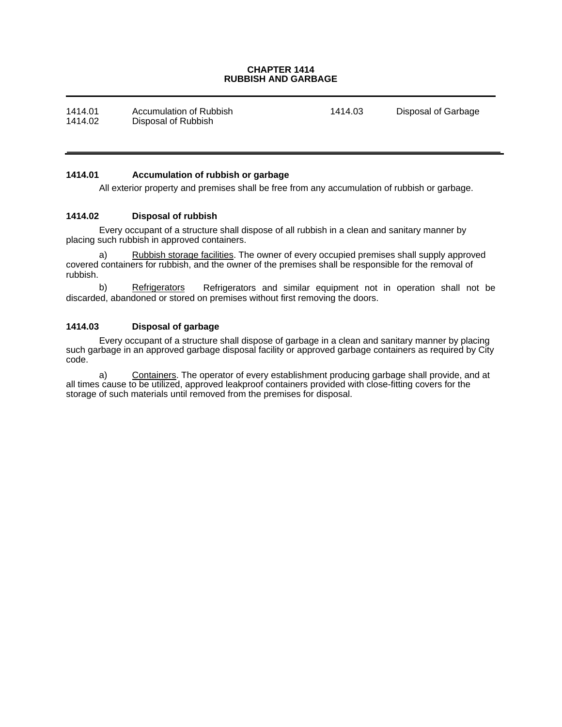# CHAPTER 1414
# RUBBISH AND GARBAGE

| | | | |
|---|---|---|---|
| 1414.01 | Accumulation of Rubbish | 1414.03 | Disposal of Garbage |
| 1414.02 | Disposal of Rubbish | | |

### 1414.01 Accumulation of rubbish or garbage

All exterior property and premises shall be free from any accumulation of rubbish or garbage.

### 1414.02 Disposal of rubbish

Every occupant of a structure shall dispose of all rubbish in a clean and sanitary manner by placing such rubbish in approved containers.

a) Rubbish storage facilities. The owner of every occupied premises shall supply approved covered containers for rubbish, and the owner of the premises shall be responsible for the removal of rubbish.

b) Refrigerators Refrigerators and similar equipment not in operation shall not be discarded, abandoned or stored on premises without first removing the doors.

### 1414.03 Disposal of garbage

Every occupant of a structure shall dispose of garbage in a clean and sanitary manner by placing such garbage in an approved garbage disposal facility or approved garbage containers as required by City code.

a) Containers. The operator of every establishment producing garbage shall provide, and at all times cause to be utilized, approved leakproof containers provided with close-fitting covers for the storage of such materials until removed from the premises for disposal.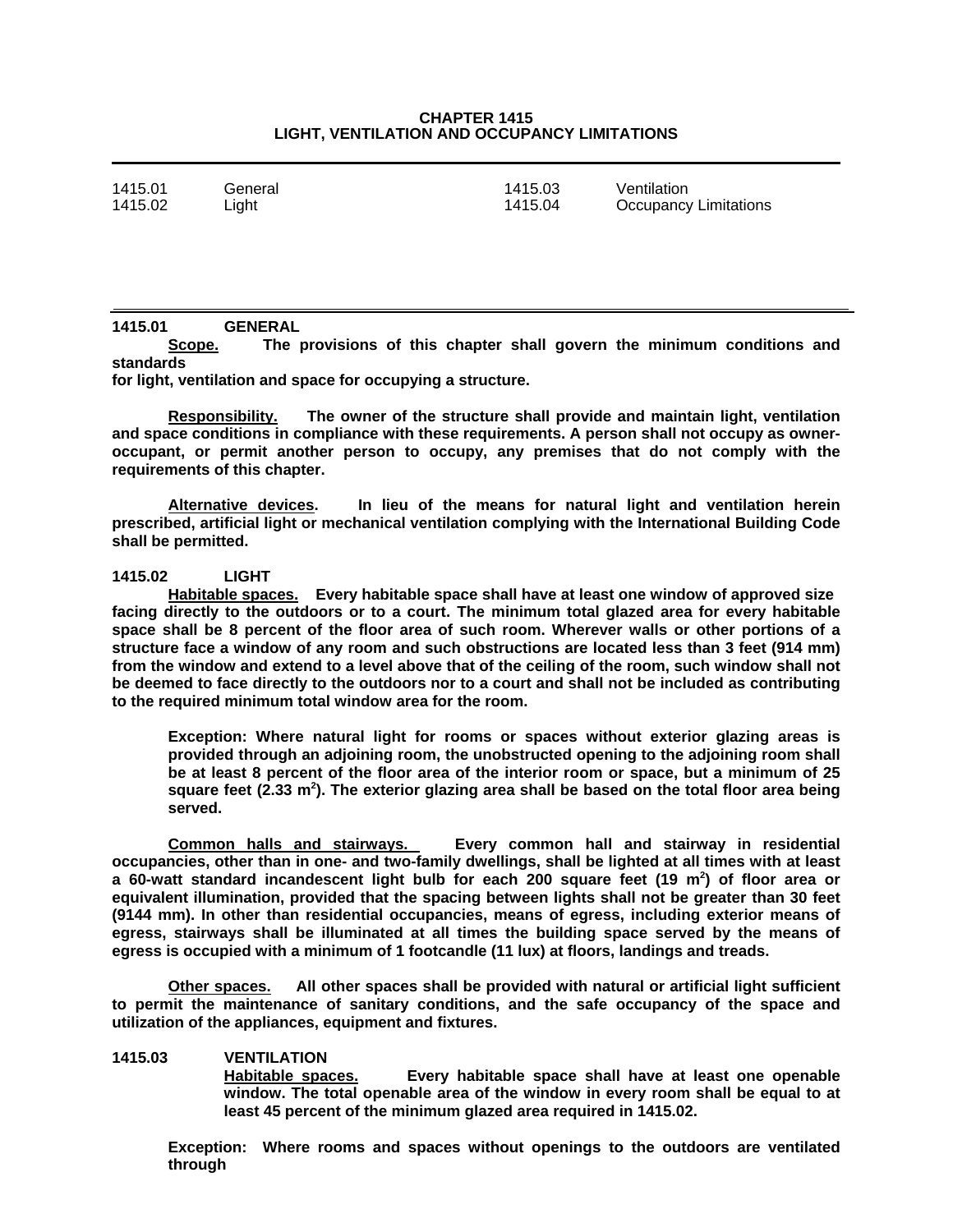# CHAPTER 1415
## LIGHT, VENTILATION AND OCCUPANCY LIMITATIONS

| | | | |
|---|---|---|---|
| 1415.01 | General | 1415.03 | Ventilation |
| 1415.02 | Light | 1415.04 | Occupancy Limitations |

---

### 1415.01 GENERAL

**Scope.** **The provisions of this chapter shall govern the minimum conditions and standards for light, ventilation and space for occupying a structure.**

**Responsibility.** **The owner of the structure shall provide and maintain light, ventilation and space conditions in compliance with these requirements. A person shall not occupy as owner-occupant, or permit another person to occupy, any premises that do not comply with the requirements of this chapter.**

**Alternative devices.** **In lieu of the means for natural light and ventilation herein prescribed, artificial light or mechanical ventilation complying with the International Building Code shall be permitted.**

### 1415.02 LIGHT

**Habitable spaces.** **Every habitable space shall have at least one window of approved size facing directly to the outdoors or to a court. The minimum total glazed area for every habitable space shall be 8 percent of the floor area of such room. Wherever walls or other portions of a structure face a window of any room and such obstructions are located less than 3 feet (914 mm) from the window and extend to a level above that of the ceiling of the room, such window shall not be deemed to face directly to the outdoors nor to a court and shall not be included as contributing to the required minimum total window area for the room.**

**Exception: Where natural light for rooms or spaces without exterior glazing areas is provided through an adjoining room, the unobstructed opening to the adjoining room shall be at least 8 percent of the floor area of the interior room or space, but a minimum of 25 square feet (2.33 $m^2$). The exterior glazing area shall be based on the total floor area being served.**

**Common halls and stairways.** **Every common hall and stairway in residential occupancies, other than in one- and two-family dwellings, shall be lighted at all times with at least a 60-watt standard incandescent light bulb for each 200 square feet (19 $m^2$) of floor area or equivalent illumination, provided that the spacing between lights shall not be greater than 30 feet (9144 mm). In other than residential occupancies, means of egress, including exterior means of egress, stairways shall be illuminated at all times the building space served by the means of egress is occupied with a minimum of 1 footcandle (11 lux) at floors, landings and treads.**

**Other spaces.** **All other spaces shall be provided with natural or artificial light sufficient to permit the maintenance of sanitary conditions, and the safe occupancy of the space and utilization of the appliances, equipment and fixtures.**

### 1415.03 VENTILATION

**Habitable spaces.** **Every habitable space shall have at least one openable window. The total openable area of the window in every room shall be equal to at least 45 percent of the minimum glazed area required in 1415.02.**

**Exception: Where rooms and spaces without openings to the outdoors are ventilated through**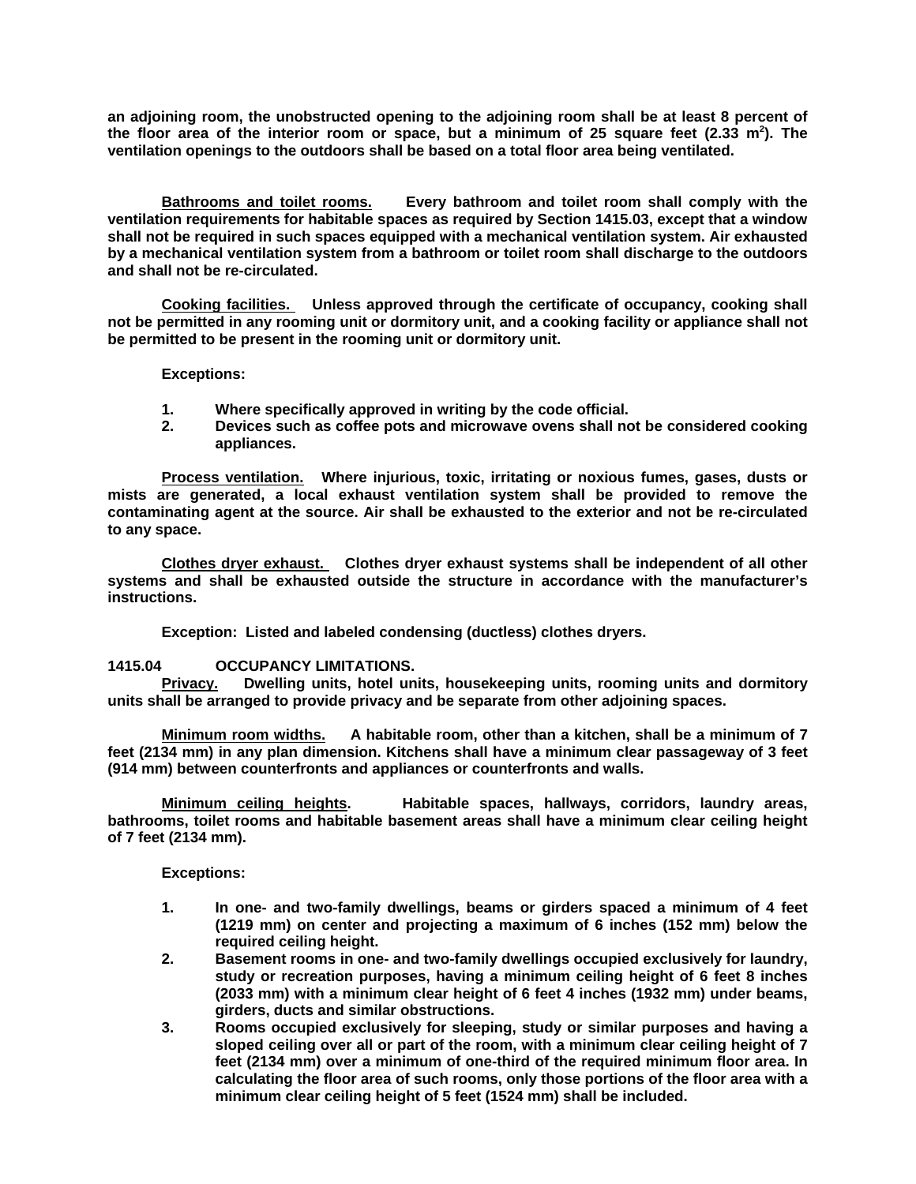**an adjoining room, the unobstructed opening to the adjoining room shall be at least 8 percent of the floor area of the interior room or space, but a minimum of 25 square feet (2.33 m$^2$). The ventilation openings to the outdoors shall be based on a total floor area being ventilated.**

**Bathrooms and toilet rooms.** **Every bathroom and toilet room shall comply with the ventilation requirements for habitable spaces as required by Section 1415.03, except that a window shall not be required in such spaces equipped with a mechanical ventilation system. Air exhausted by a mechanical ventilation system from a bathroom or toilet room shall discharge to the outdoors and shall not be re-circulated.**

**Cooking facilities.** **Unless approved through the certificate of occupancy, cooking shall not be permitted in any rooming unit or dormitory unit, and a cooking facility or appliance shall not be permitted to be present in the rooming unit or dormitory unit.**

**Exceptions:**

1. **Where specifically approved in writing by the code official.**
2. **Devices such as coffee pots and microwave ovens shall not be considered cooking appliances.**

**Process ventilation.** **Where injurious, toxic, irritating or noxious fumes, gases, dusts or mists are generated, a local exhaust ventilation system shall be provided to remove the contaminating agent at the source. Air shall be exhausted to the exterior and not be re-circulated to any space.**

**Clothes dryer exhaust.** **Clothes dryer exhaust systems shall be independent of all other systems and shall be exhausted outside the structure in accordance with the manufacturer's instructions.**

**Exception: Listed and labeled condensing (ductless) clothes dryers.**

## 1415.04 OCCUPANCY LIMITATIONS.

**Privacy.** **Dwelling units, hotel units, housekeeping units, rooming units and dormitory units shall be arranged to provide privacy and be separate from other adjoining spaces.**

**Minimum room widths.** **A habitable room, other than a kitchen, shall be a minimum of 7 feet (2134 mm) in any plan dimension. Kitchens shall have a minimum clear passageway of 3 feet (914 mm) between counterfronts and appliances or counterfronts and walls.**

**Minimum ceiling heights.** **Habitable spaces, hallways, corridors, laundry areas, bathrooms, toilet rooms and habitable basement areas shall have a minimum clear ceiling height of 7 feet (2134 mm).**

**Exceptions:**

1. **In one- and two-family dwellings, beams or girders spaced a minimum of 4 feet (1219 mm) on center and projecting a maximum of 6 inches (152 mm) below the required ceiling height.**
2. **Basement rooms in one- and two-family dwellings occupied exclusively for laundry, study or recreation purposes, having a minimum ceiling height of 6 feet 8 inches (2033 mm) with a minimum clear height of 6 feet 4 inches (1932 mm) under beams, girders, ducts and similar obstructions.**
3. **Rooms occupied exclusively for sleeping, study or similar purposes and having a sloped ceiling over all or part of the room, with a minimum clear ceiling height of 7 feet (2134 mm) over a minimum of one-third of the required minimum floor area. In calculating the floor area of such rooms, only those portions of the floor area with a minimum clear ceiling height of 5 feet (1524 mm) shall be included.**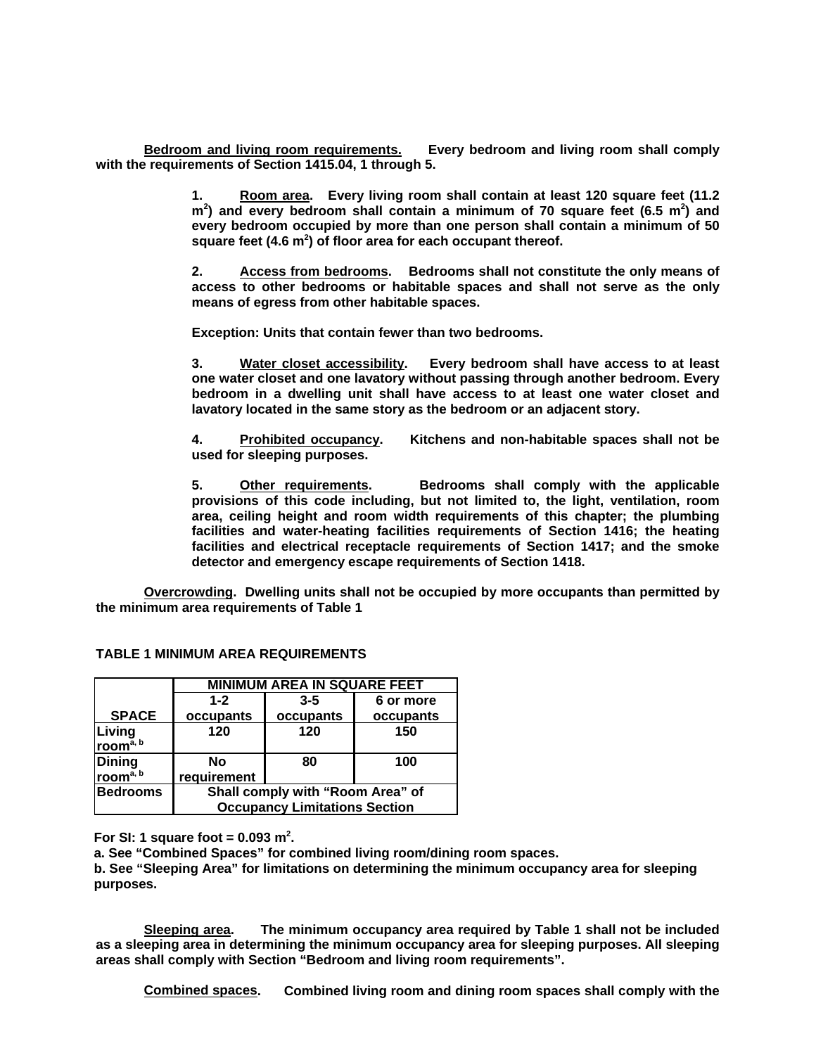**Bedroom and living room requirements.** Every bedroom and living room shall comply with the requirements of Section 1415.04, 1 through 5.

1. **Room area.** Every living room shall contain at least 120 square feet (11.2 $m^2$) and every bedroom shall contain a minimum of 70 square feet (6.5 $m^2$) and every bedroom occupied by more than one person shall contain a minimum of 50 square feet (4.6 $m^2$) of floor area for each occupant thereof.

2. **Access from bedrooms.** Bedrooms shall not constitute the only means of access to other bedrooms or habitable spaces and shall not serve as the only means of egress from other habitable spaces.

   **Exception: Units that contain fewer than two bedrooms.**

3. **Water closet accessibility.** Every bedroom shall have access to at least one water closet and one lavatory without passing through another bedroom. Every bedroom in a dwelling unit shall have access to at least one water closet and lavatory located in the same story as the bedroom or an adjacent story.

4. **Prohibited occupancy.** Kitchens and non-habitable spaces shall not be used for sleeping purposes.

5. **Other requirements.** Bedrooms shall comply with the applicable provisions of this code including, but not limited to, the light, ventilation, room area, ceiling height and room width requirements of this chapter; the plumbing facilities and water-heating facilities requirements of Section 1416; the heating facilities and electrical receptacle requirements of Section 1417; and the smoke detector and emergency escape requirements of Section 1418.

**Overcrowding.** Dwelling units shall not be occupied by more occupants than permitted by the minimum area requirements of Table 1

**TABLE 1 MINIMUM AREA REQUIREMENTS**

| SPACE | MINIMUM AREA IN SQUARE FEET | | |
|---|---|---|---|
| | 1-2 occupants | 3-5 occupants | 6 or more occupants |
| Living room[a, b] | 120 | 120 | 150 |
| Dining room[a, b] | No requirement | 80 | 100 |
| Bedrooms | Shall comply with "Room Area" of Occupancy Limitations Section | | |

For SI: 1 square foot = 0.093 $m^2$.
a. See "Combined Spaces" for combined living room/dining room spaces.
b. See "Sleeping Area" for limitations on determining the minimum occupancy area for sleeping purposes.

**Sleeping area.** The minimum occupancy area required by Table 1 shall not be included as a sleeping area in determining the minimum occupancy area for sleeping purposes. All sleeping areas shall comply with Section "Bedroom and living room requirements".

**Combined spaces.** Combined living room and dining room spaces shall comply with the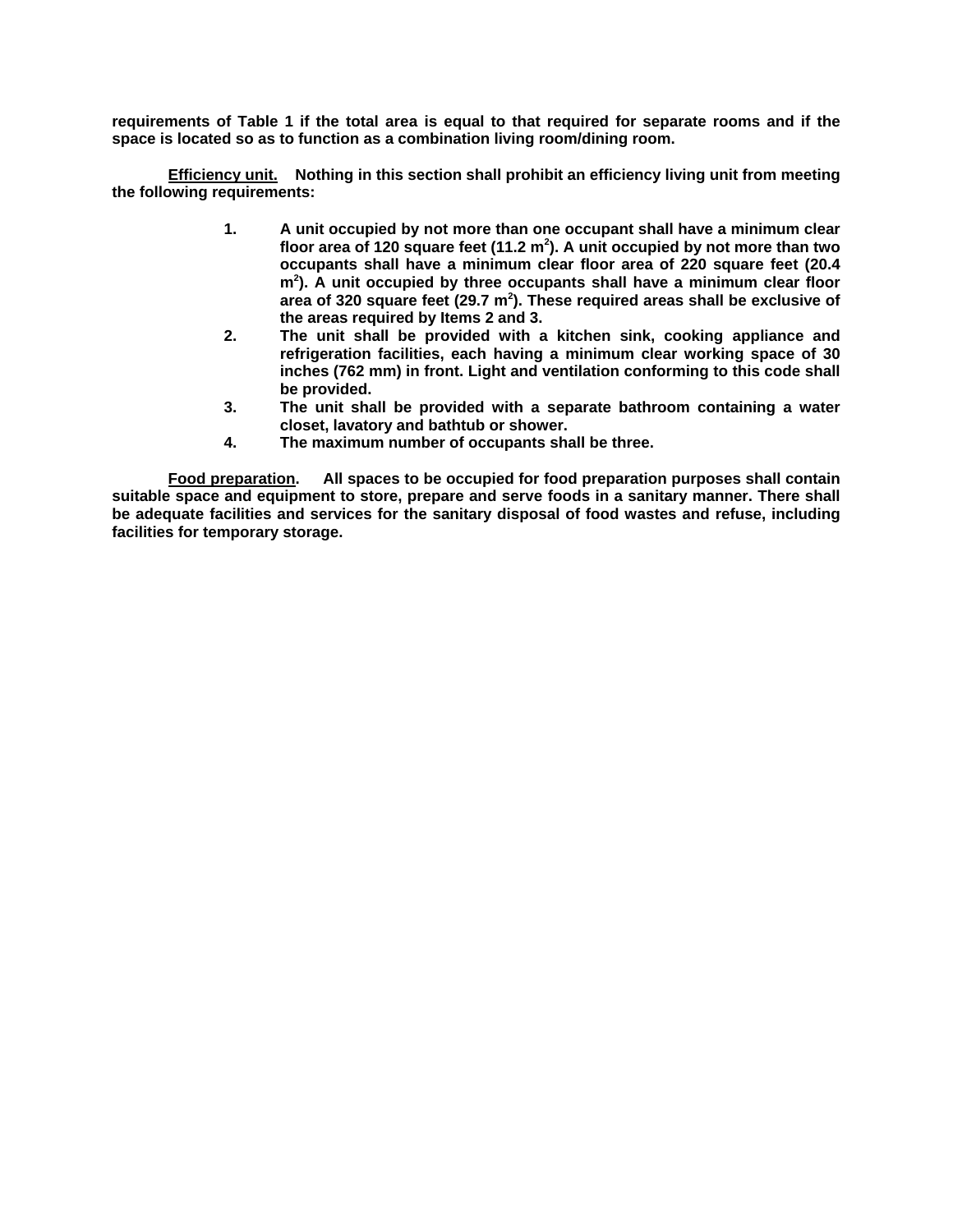**requirements of Table 1 if the total area is equal to that required for separate rooms and if the space is located so as to function as a combination living room/dining room.**

**Efficiency unit.** **Nothing in this section shall prohibit an efficiency living unit from meeting the following requirements:**

1. **A unit occupied by not more than one occupant shall have a minimum clear floor area of 120 square feet (11.2 $m^2$). A unit occupied by not more than two occupants shall have a minimum clear floor area of 220 square feet (20.4 $m^2$). A unit occupied by three occupants shall have a minimum clear floor area of 320 square feet (29.7 $m^2$). These required areas shall be exclusive of the areas required by Items 2 and 3.**
2. **The unit shall be provided with a kitchen sink, cooking appliance and refrigeration facilities, each having a minimum clear working space of 30 inches (762 mm) in front. Light and ventilation conforming to this code shall be provided.**
3. **The unit shall be provided with a separate bathroom containing a water closet, lavatory and bathtub or shower.**
4. **The maximum number of occupants shall be three.**

**Food preparation.** **All spaces to be occupied for food preparation purposes shall contain suitable space and equipment to store, prepare and serve foods in a sanitary manner. There shall be adequate facilities and services for the sanitary disposal of food wastes and refuse, including facilities for temporary storage.**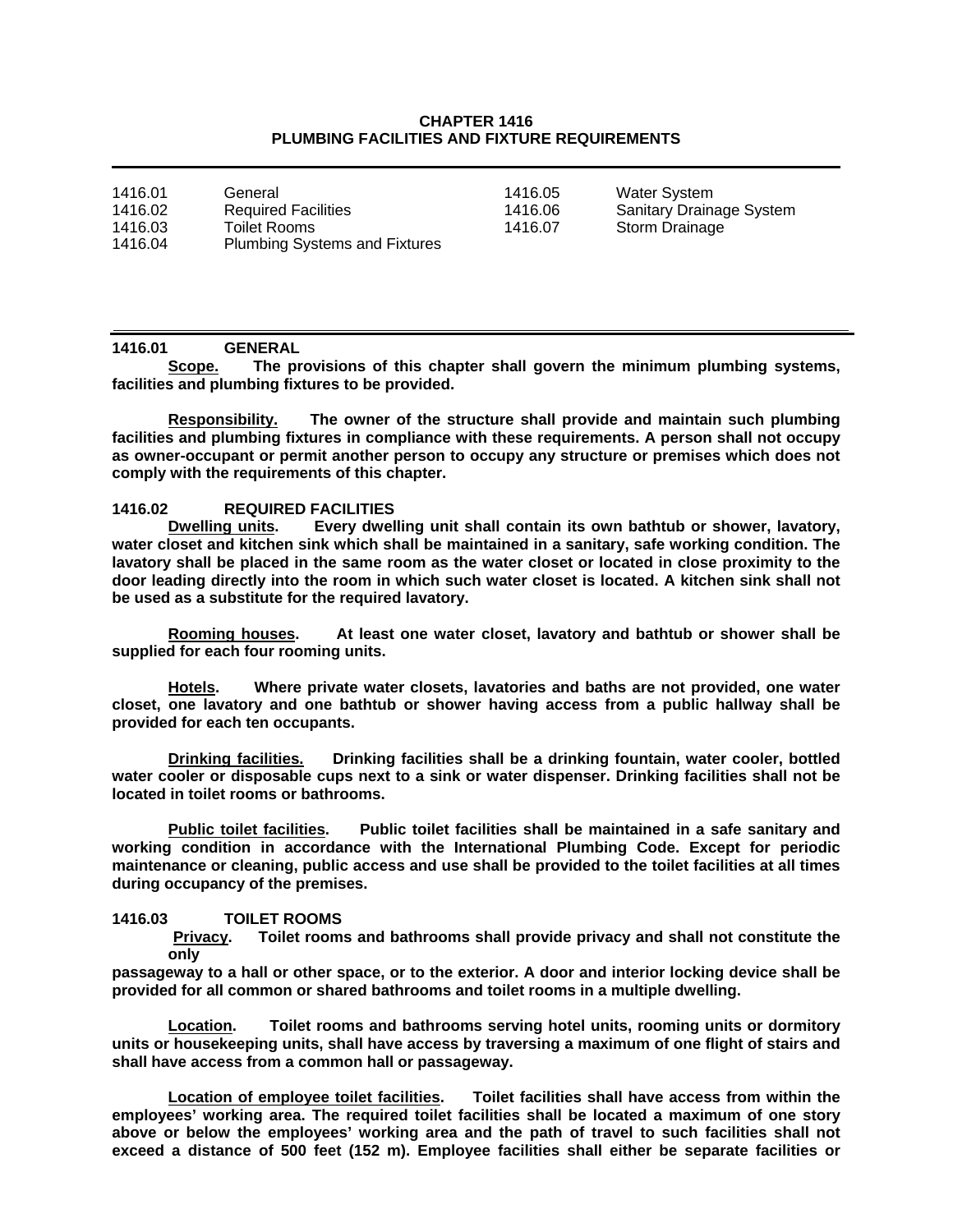# CHAPTER 1416
# PLUMBING FACILITIES AND FIXTURE REQUIREMENTS

| | | | |
|---|---|---|---|
| 1416.01 | General | 1416.05 | Water System |
| 1416.02 | Required Facilities | 1416.06 | Sanitary Drainage System |
| 1416.03 | Toilet Rooms | 1416.07 | Storm Drainage |
| 1416.04 | Plumbing Systems and Fixtures | | |

## 1416.01 GENERAL

**Scope. The provisions of this chapter shall govern the minimum plumbing systems, facilities and plumbing fixtures to be provided.**

**Responsibility. The owner of the structure shall provide and maintain such plumbing facilities and plumbing fixtures in compliance with these requirements. A person shall not occupy as owner-occupant or permit another person to occupy any structure or premises which does not comply with the requirements of this chapter.**

## 1416.02 REQUIRED FACILITIES

**Dwelling units. Every dwelling unit shall contain its own bathtub or shower, lavatory, water closet and kitchen sink which shall be maintained in a sanitary, safe working condition. The lavatory shall be placed in the same room as the water closet or located in close proximity to the door leading directly into the room in which such water closet is located. A kitchen sink shall not be used as a substitute for the required lavatory.**

**Rooming houses. At least one water closet, lavatory and bathtub or shower shall be supplied for each four rooming units.**

**Hotels. Where private water closets, lavatories and baths are not provided, one water closet, one lavatory and one bathtub or shower having access from a public hallway shall be provided for each ten occupants.**

**Drinking facilities. Drinking facilities shall be a drinking fountain, water cooler, bottled water cooler or disposable cups next to a sink or water dispenser. Drinking facilities shall not be located in toilet rooms or bathrooms.**

**Public toilet facilities. Public toilet facilities shall be maintained in a safe sanitary and working condition in accordance with the International Plumbing Code. Except for periodic maintenance or cleaning, public access and use shall be provided to the toilet facilities at all times during occupancy of the premises.**

## 1416.03 TOILET ROOMS

**Privacy. Toilet rooms and bathrooms shall provide privacy and shall not constitute the only passageway to a hall or other space, or to the exterior. A door and interior locking device shall be provided for all common or shared bathrooms and toilet rooms in a multiple dwelling.**

**Location. Toilet rooms and bathrooms serving hotel units, rooming units or dormitory units or housekeeping units, shall have access by traversing a maximum of one flight of stairs and shall have access from a common hall or passageway.**

**Location of employee toilet facilities. Toilet facilities shall have access from within the employees' working area. The required toilet facilities shall be located a maximum of one story above or below the employees' working area and the path of travel to such facilities shall not exceed a distance of 500 feet (152 m). Employee facilities shall either be separate facilities or**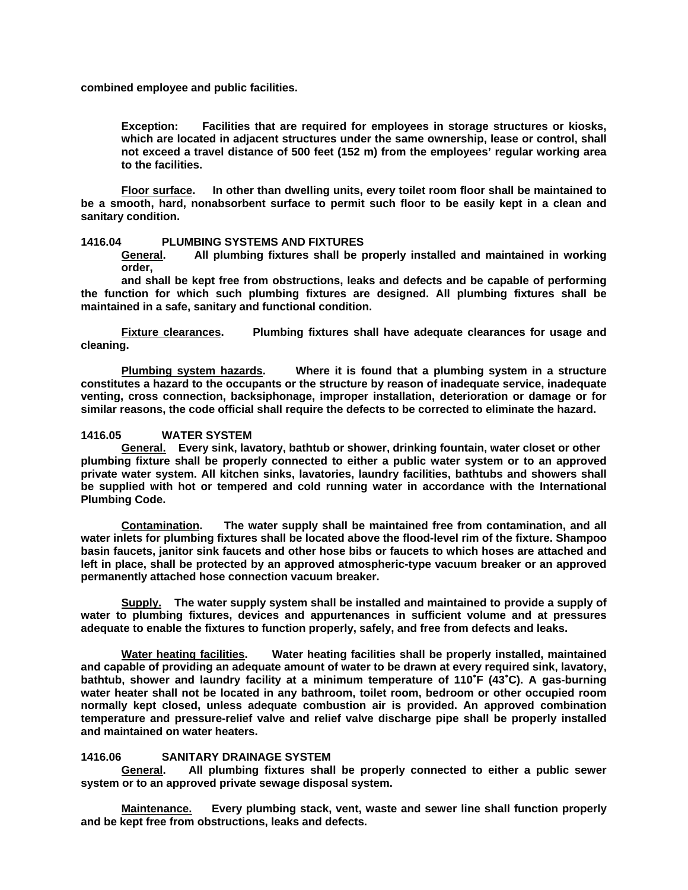**combined employee and public facilities.**

> **Exception: Facilities that are required for employees in storage structures or kiosks, which are located in adjacent structures under the same ownership, lease or control, shall not exceed a travel distance of 500 feet (152 m) from the employees' regular working area to the facilities.**

**Floor surface. In other than dwelling units, every toilet room floor shall be maintained to be a smooth, hard, nonabsorbent surface to permit such floor to be easily kept in a clean and sanitary condition.**

### 1416.04 PLUMBING SYSTEMS AND FIXTURES

**General. All plumbing fixtures shall be properly installed and maintained in working order,**

**and shall be kept free from obstructions, leaks and defects and be capable of performing the function for which such plumbing fixtures are designed. All plumbing fixtures shall be maintained in a safe, sanitary and functional condition.**

**Fixture clearances. Plumbing fixtures shall have adequate clearances for usage and cleaning.**

**Plumbing system hazards. Where it is found that a plumbing system in a structure constitutes a hazard to the occupants or the structure by reason of inadequate service, inadequate venting, cross connection, backsiphonage, improper installation, deterioration or damage or for similar reasons, the code official shall require the defects to be corrected to eliminate the hazard.**

### 1416.05 WATER SYSTEM

**General. Every sink, lavatory, bathtub or shower, drinking fountain, water closet or other plumbing fixture shall be properly connected to either a public water system or to an approved private water system. All kitchen sinks, lavatories, laundry facilities, bathtubs and showers shall be supplied with hot or tempered and cold running water in accordance with the International Plumbing Code.**

**Contamination. The water supply shall be maintained free from contamination, and all water inlets for plumbing fixtures shall be located above the flood-level rim of the fixture. Shampoo basin faucets, janitor sink faucets and other hose bibs or faucets to which hoses are attached and left in place, shall be protected by an approved atmospheric-type vacuum breaker or an approved permanently attached hose connection vacuum breaker.**

**Supply. The water supply system shall be installed and maintained to provide a supply of water to plumbing fixtures, devices and appurtenances in sufficient volume and at pressures adequate to enable the fixtures to function properly, safely, and free from defects and leaks.**

**Water heating facilities. Water heating facilities shall be properly installed, maintained and capable of providing an adequate amount of water to be drawn at every required sink, lavatory, bathtub, shower and laundry facility at a minimum temperature of 110˚F (43˚C). A gas-burning water heater shall not be located in any bathroom, toilet room, bedroom or other occupied room normally kept closed, unless adequate combustion air is provided. An approved combination temperature and pressure-relief valve and relief valve discharge pipe shall be properly installed and maintained on water heaters.**

### 1416.06 SANITARY DRAINAGE SYSTEM

**General. All plumbing fixtures shall be properly connected to either a public sewer system or to an approved private sewage disposal system.**

**Maintenance. Every plumbing stack, vent, waste and sewer line shall function properly and be kept free from obstructions, leaks and defects.**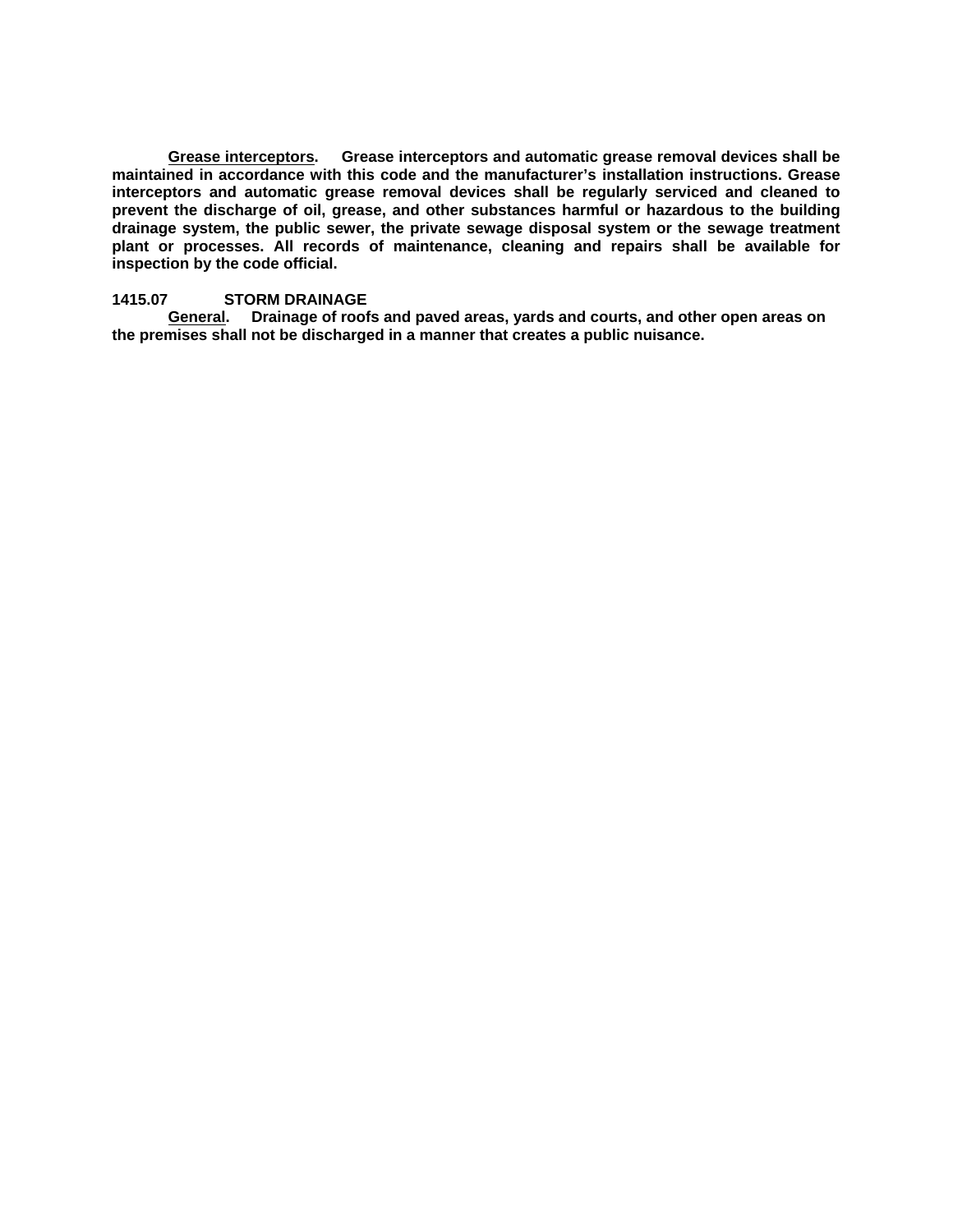**Grease interceptors.** Grease interceptors and automatic grease removal devices shall be maintained in accordance with this code and the manufacturer's installation instructions. Grease interceptors and automatic grease removal devices shall be regularly serviced and cleaned to prevent the discharge of oil, grease, and other substances harmful or hazardous to the building drainage system, the public sewer, the private sewage disposal system or the sewage treatment plant or processes. All records of maintenance, cleaning and repairs shall be available for inspection by the code official.

### 1415.07 STORM DRAINAGE

**General.** Drainage of roofs and paved areas, yards and courts, and other open areas on the premises shall not be discharged in a manner that creates a public nuisance.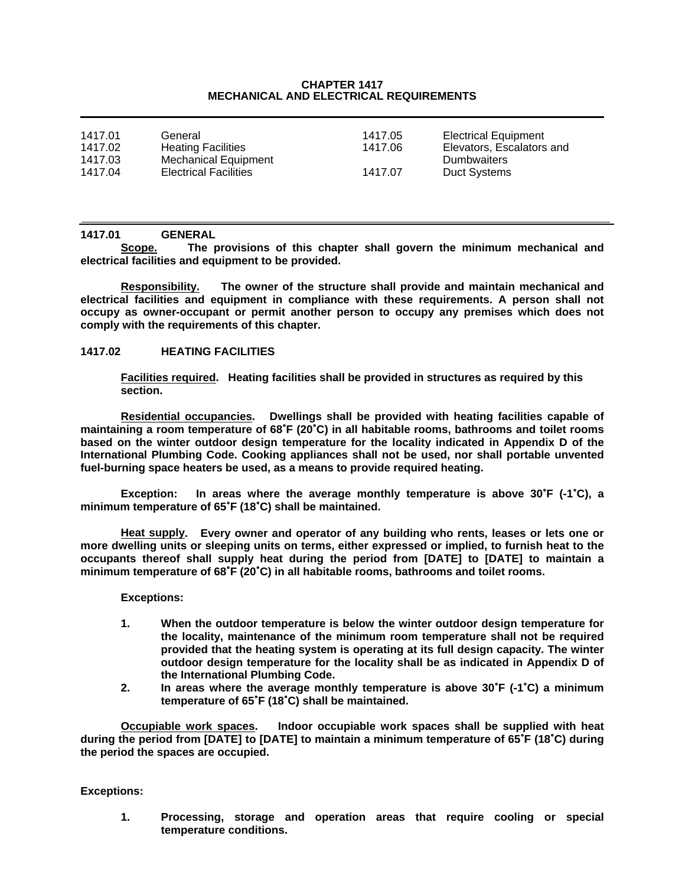# CHAPTER 1417
# MECHANICAL AND ELECTRICAL REQUIREMENTS

| | | | |
|---|---|---|---|
| 1417.01 | General | 1417.05 | Electrical Equipment |
| 1417.02 | Heating Facilities | 1417.06 | Elevators, Escalators and Dumbwaiters |
| 1417.03 | Mechanical Equipment | | |
| 1417.04 | Electrical Facilities | 1417.07 | Duct Systems |

## 1417.01 GENERAL

**Scope.** **The provisions of this chapter shall govern the minimum mechanical and electrical facilities and equipment to be provided.**

**Responsibility.** **The owner of the structure shall provide and maintain mechanical and electrical facilities and equipment in compliance with these requirements. A person shall not occupy as owner-occupant or permit another person to occupy any premises which does not comply with the requirements of this chapter.**

## 1417.02 HEATING FACILITIES

**Facilities required.** **Heating facilities shall be provided in structures as required by this section.**

**Residential occupancies.** **Dwellings shall be provided with heating facilities capable of maintaining a room temperature of 68˚F (20˚C) in all habitable rooms, bathrooms and toilet rooms based on the winter outdoor design temperature for the locality indicated in Appendix D of the International Plumbing Code. Cooking appliances shall not be used, nor shall portable unvented fuel-burning space heaters be used, as a means to provide required heating.**

**Exception: In areas where the average monthly temperature is above 30˚F (-1˚C), a minimum temperature of 65˚F (18˚C) shall be maintained.**

**Heat supply.** **Every owner and operator of any building who rents, leases or lets one or more dwelling units or sleeping units on terms, either expressed or implied, to furnish heat to the occupants thereof shall supply heat during the period from [DATE] to [DATE] to maintain a minimum temperature of 68˚F (20˚C) in all habitable rooms, bathrooms and toilet rooms.**

**Exceptions:**

1. **When the outdoor temperature is below the winter outdoor design temperature for the locality, maintenance of the minimum room temperature shall not be required provided that the heating system is operating at its full design capacity. The winter outdoor design temperature for the locality shall be as indicated in Appendix D of the International Plumbing Code.**
2. **In areas where the average monthly temperature is above 30˚F (-1˚C) a minimum temperature of 65˚F (18˚C) shall be maintained.**

**Occupiable work spaces.** **Indoor occupiable work spaces shall be supplied with heat during the period from [DATE] to [DATE] to maintain a minimum temperature of 65˚F (18˚C) during the period the spaces are occupied.**

**Exceptions:**

1. **Processing, storage and operation areas that require cooling or special temperature conditions.**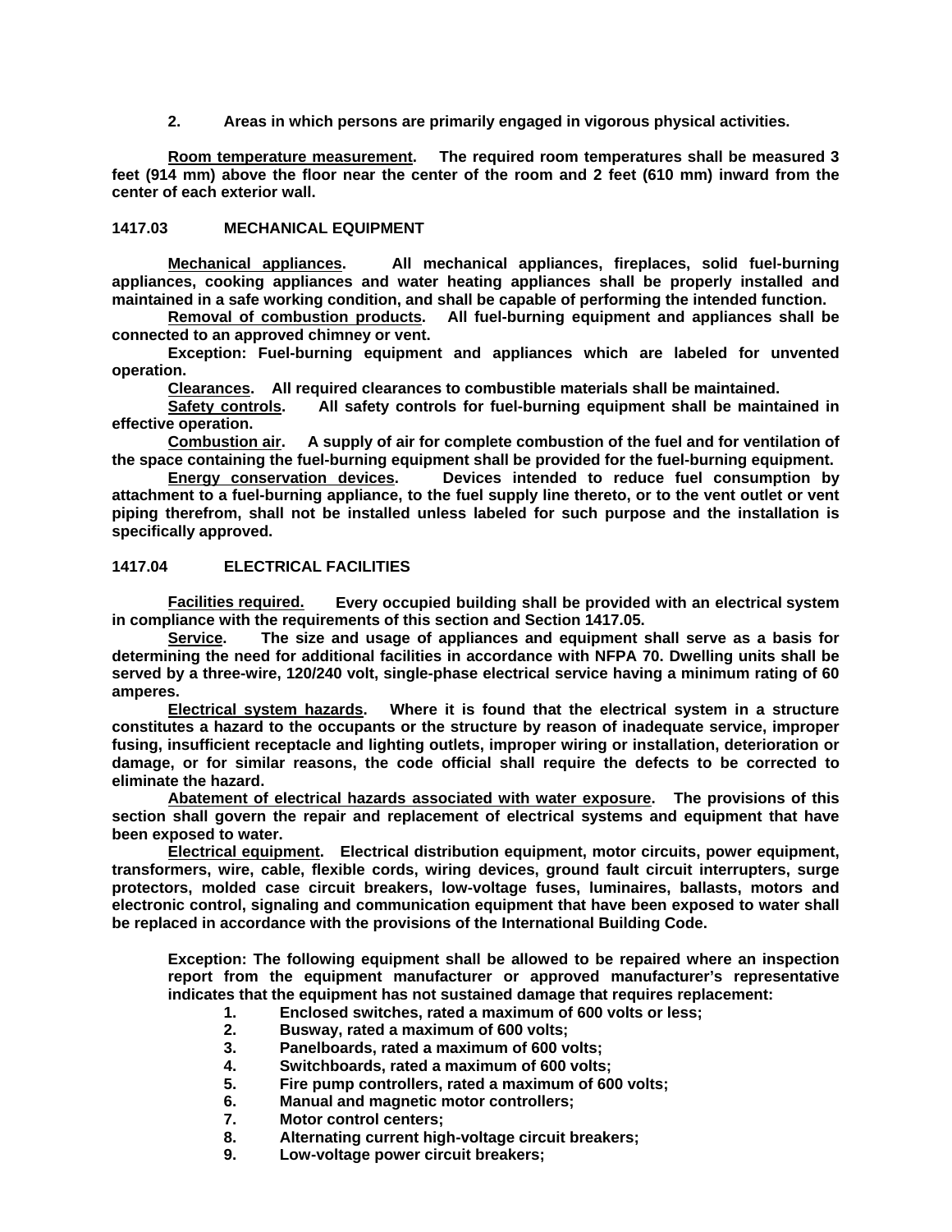**2. Areas in which persons are primarily engaged in vigorous physical activities.**

**Room temperature measurement. The required room temperatures shall be measured 3 feet (914 mm) above the floor near the center of the room and 2 feet (610 mm) inward from the center of each exterior wall.**

## 1417.03 MECHANICAL EQUIPMENT

**Mechanical appliances. All mechanical appliances, fireplaces, solid fuel-burning appliances, cooking appliances and water heating appliances shall be properly installed and maintained in a safe working condition, and shall be capable of performing the intended function.**

**Removal of combustion products. All fuel-burning equipment and appliances shall be connected to an approved chimney or vent.**

**Exception: Fuel-burning equipment and appliances which are labeled for unvented operation.**

**Clearances. All required clearances to combustible materials shall be maintained.**

**Safety controls. All safety controls for fuel-burning equipment shall be maintained in effective operation.**

**Combustion air. A supply of air for complete combustion of the fuel and for ventilation of the space containing the fuel-burning equipment shall be provided for the fuel-burning equipment.**

**Energy conservation devices. Devices intended to reduce fuel consumption by attachment to a fuel-burning appliance, to the fuel supply line thereto, or to the vent outlet or vent piping therefrom, shall not be installed unless labeled for such purpose and the installation is specifically approved.**

## 1417.04 ELECTRICAL FACILITIES

**Facilities required. Every occupied building shall be provided with an electrical system in compliance with the requirements of this section and Section 1417.05.**

**Service. The size and usage of appliances and equipment shall serve as a basis for determining the need for additional facilities in accordance with NFPA 70. Dwelling units shall be served by a three-wire, 120/240 volt, single-phase electrical service having a minimum rating of 60 amperes.**

**Electrical system hazards. Where it is found that the electrical system in a structure constitutes a hazard to the occupants or the structure by reason of inadequate service, improper fusing, insufficient receptacle and lighting outlets, improper wiring or installation, deterioration or damage, or for similar reasons, the code official shall require the defects to be corrected to eliminate the hazard.**

**Abatement of electrical hazards associated with water exposure. The provisions of this section shall govern the repair and replacement of electrical systems and equipment that have been exposed to water.**

**Electrical equipment. Electrical distribution equipment, motor circuits, power equipment, transformers, wire, cable, flexible cords, wiring devices, ground fault circuit interrupters, surge protectors, molded case circuit breakers, low-voltage fuses, luminaires, ballasts, motors and electronic control, signaling and communication equipment that have been exposed to water shall be replaced in accordance with the provisions of the International Building Code.**

**Exception: The following equipment shall be allowed to be repaired where an inspection report from the equipment manufacturer or approved manufacturer's representative indicates that the equipment has not sustained damage that requires replacement:**

1. **Enclosed switches, rated a maximum of 600 volts or less;**
2. **Busway, rated a maximum of 600 volts;**
3. **Panelboards, rated a maximum of 600 volts;**
4. **Switchboards, rated a maximum of 600 volts;**
5. **Fire pump controllers, rated a maximum of 600 volts;**
6. **Manual and magnetic motor controllers;**
7. **Motor control centers;**
8. **Alternating current high-voltage circuit breakers;**
9. **Low-voltage power circuit breakers;**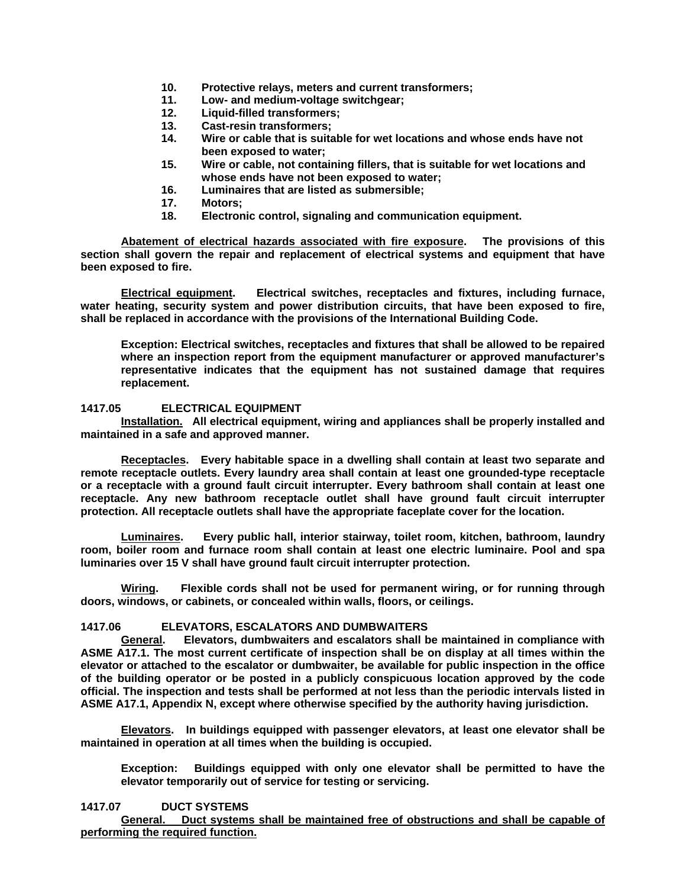10. **Protective relays, meters and current transformers;**
11. **Low- and medium-voltage switchgear;**
12. **Liquid-filled transformers;**
13. **Cast-resin transformers;**
14. **Wire or cable that is suitable for wet locations and whose ends have not been exposed to water;**
15. **Wire or cable, not containing fillers, that is suitable for wet locations and whose ends have not been exposed to water;**
16. **Luminaires that are listed as submersible;**
17. **Motors;**
18. **Electronic control, signaling and communication equipment.**

**Abatement of electrical hazards associated with fire exposure. The provisions of this section shall govern the repair and replacement of electrical systems and equipment that have been exposed to fire.**

**Electrical equipment. Electrical switches, receptacles and fixtures, including furnace, water heating, security system and power distribution circuits, that have been exposed to fire, shall be replaced in accordance with the provisions of the International Building Code.**

**Exception: Electrical switches, receptacles and fixtures that shall be allowed to be repaired where an inspection report from the equipment manufacturer or approved manufacturer's representative indicates that the equipment has not sustained damage that requires replacement.**

### 1417.05 ELECTRICAL EQUIPMENT

**Installation. All electrical equipment, wiring and appliances shall be properly installed and maintained in a safe and approved manner.**

**Receptacles. Every habitable space in a dwelling shall contain at least two separate and remote receptacle outlets. Every laundry area shall contain at least one grounded-type receptacle or a receptacle with a ground fault circuit interrupter. Every bathroom shall contain at least one receptacle. Any new bathroom receptacle outlet shall have ground fault circuit interrupter protection. All receptacle outlets shall have the appropriate faceplate cover for the location.**

**Luminaires. Every public hall, interior stairway, toilet room, kitchen, bathroom, laundry room, boiler room and furnace room shall contain at least one electric luminaire. Pool and spa luminaries over 15 V shall have ground fault circuit interrupter protection.**

**Wiring. Flexible cords shall not be used for permanent wiring, or for running through doors, windows, or cabinets, or concealed within walls, floors, or ceilings.**

### 1417.06 ELEVATORS, ESCALATORS AND DUMBWAITERS

**General. Elevators, dumbwaiters and escalators shall be maintained in compliance with ASME A17.1. The most current certificate of inspection shall be on display at all times within the elevator or attached to the escalator or dumbwaiter, be available for public inspection in the office of the building operator or be posted in a publicly conspicuous location approved by the code official. The inspection and tests shall be performed at not less than the periodic intervals listed in ASME A17.1, Appendix N, except where otherwise specified by the authority having jurisdiction.**

**Elevators. In buildings equipped with passenger elevators, at least one elevator shall be maintained in operation at all times when the building is occupied.**

**Exception: Buildings equipped with only one elevator shall be permitted to have the elevator temporarily out of service for testing or servicing.**

### 1417.07 DUCT SYSTEMS

**General. Duct systems shall be maintained free of obstructions and shall be capable of performing the required function.**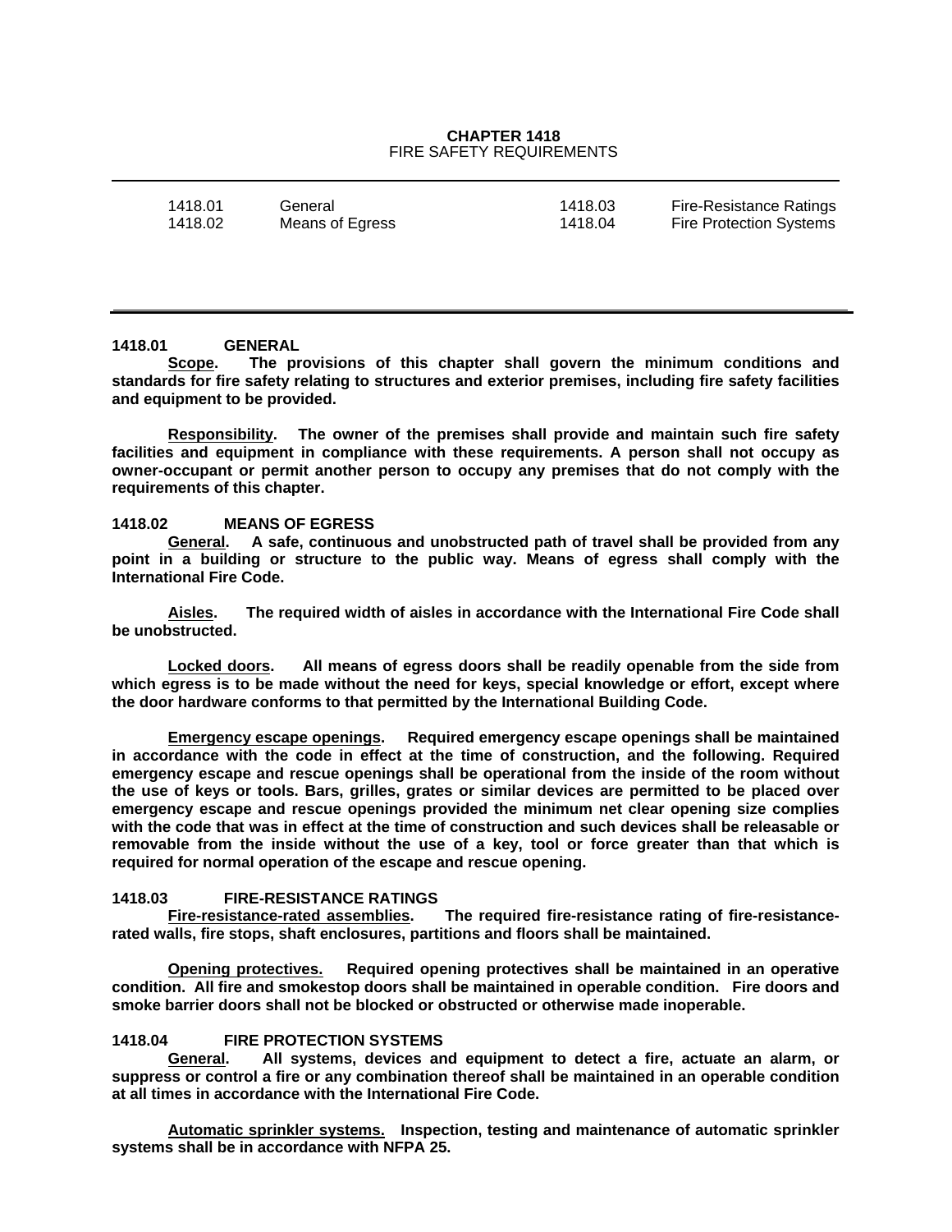**CHAPTER 1418**
FIRE SAFETY REQUIREMENTS

| | | | |
|---|---|---|---|
| 1418.01 | General | 1418.03 | Fire-Resistance Ratings |
| 1418.02 | Means of Egress | 1418.04 | Fire Protection Systems |

**1418.01 GENERAL**

**Scope. The provisions of this chapter shall govern the minimum conditions and standards for fire safety relating to structures and exterior premises, including fire safety facilities and equipment to be provided.**

**Responsibility. The owner of the premises shall provide and maintain such fire safety facilities and equipment in compliance with these requirements. A person shall not occupy as owner-occupant or permit another person to occupy any premises that do not comply with the requirements of this chapter.**

**1418.02 MEANS OF EGRESS**

**General. A safe, continuous and unobstructed path of travel shall be provided from any point in a building or structure to the public way. Means of egress shall comply with the International Fire Code.**

**Aisles. The required width of aisles in accordance with the International Fire Code shall be unobstructed.**

**Locked doors. All means of egress doors shall be readily openable from the side from which egress is to be made without the need for keys, special knowledge or effort, except where the door hardware conforms to that permitted by the International Building Code.**

**Emergency escape openings. Required emergency escape openings shall be maintained in accordance with the code in effect at the time of construction, and the following. Required emergency escape and rescue openings shall be operational from the inside of the room without the use of keys or tools. Bars, grilles, grates or similar devices are permitted to be placed over emergency escape and rescue openings provided the minimum net clear opening size complies with the code that was in effect at the time of construction and such devices shall be releasable or removable from the inside without the use of a key, tool or force greater than that which is required for normal operation of the escape and rescue opening.**

**1418.03 FIRE-RESISTANCE RATINGS**

**Fire-resistance-rated assemblies. The required fire-resistance rating of fire-resistance-rated walls, fire stops, shaft enclosures, partitions and floors shall be maintained.**

**Opening protectives. Required opening protectives shall be maintained in an operative condition. All fire and smokestop doors shall be maintained in operable condition. Fire doors and smoke barrier doors shall not be blocked or obstructed or otherwise made inoperable.**

**1418.04 FIRE PROTECTION SYSTEMS**

**General. All systems, devices and equipment to detect a fire, actuate an alarm, or suppress or control a fire or any combination thereof shall be maintained in an operable condition at all times in accordance with the International Fire Code.**

**Automatic sprinkler systems. Inspection, testing and maintenance of automatic sprinkler systems shall be in accordance with NFPA 25.**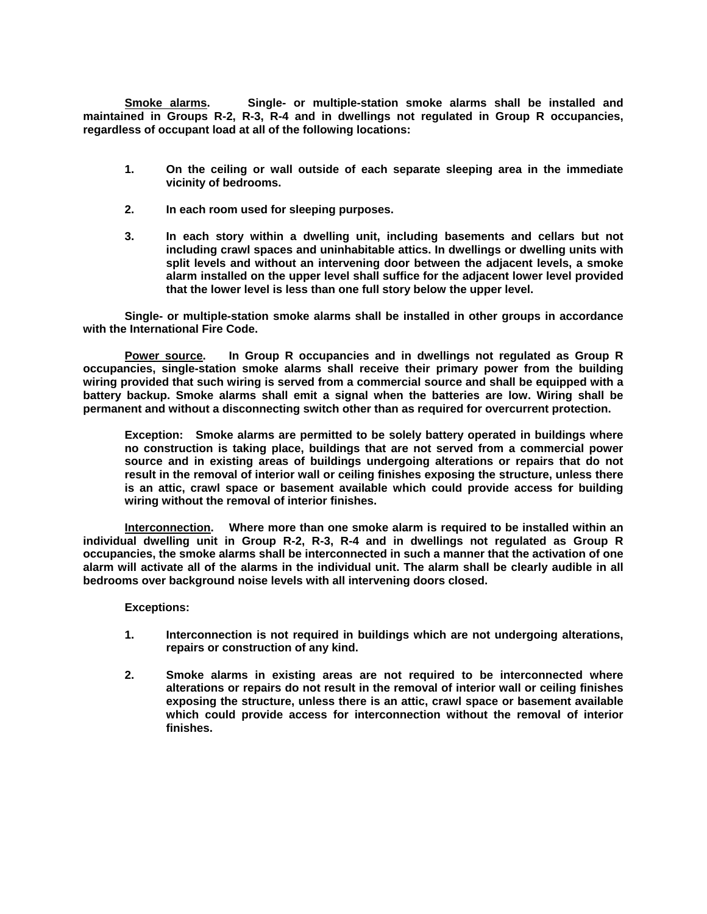**Smoke alarms.** Single- or multiple-station smoke alarms shall be installed and maintained in Groups R-2, R-3, R-4 and in dwellings not regulated in Group R occupancies, regardless of occupant load at all of the following locations:

1. On the ceiling or wall outside of each separate sleeping area in the immediate vicinity of bedrooms.
2. In each room used for sleeping purposes.
3. In each story within a dwelling unit, including basements and cellars but not including crawl spaces and uninhabitable attics. In dwellings or dwelling units with split levels and without an intervening door between the adjacent levels, a smoke alarm installed on the upper level shall suffice for the adjacent lower level provided that the lower level is less than one full story below the upper level.

Single- or multiple-station smoke alarms shall be installed in other groups in accordance with the International Fire Code.

**Power source.** In Group R occupancies and in dwellings not regulated as Group R occupancies, single-station smoke alarms shall receive their primary power from the building wiring provided that such wiring is served from a commercial source and shall be equipped with a battery backup. Smoke alarms shall emit a signal when the batteries are low. Wiring shall be permanent and without a disconnecting switch other than as required for overcurrent protection.

> Exception: Smoke alarms are permitted to be solely battery operated in buildings where no construction is taking place, buildings that are not served from a commercial power source and in existing areas of buildings undergoing alterations or repairs that do not result in the removal of interior wall or ceiling finishes exposing the structure, unless there is an attic, crawl space or basement available which could provide access for building wiring without the removal of interior finishes.

**Interconnection.** Where more than one smoke alarm is required to be installed within an individual dwelling unit in Group R-2, R-3, R-4 and in dwellings not regulated as Group R occupancies, the smoke alarms shall be interconnected in such a manner that the activation of one alarm will activate all of the alarms in the individual unit. The alarm shall be clearly audible in all bedrooms over background noise levels with all intervening doors closed.

Exceptions:

1. Interconnection is not required in buildings which are not undergoing alterations, repairs or construction of any kind.
2. Smoke alarms in existing areas are not required to be interconnected where alterations or repairs do not result in the removal of interior wall or ceiling finishes exposing the structure, unless there is an attic, crawl space or basement available which could provide access for interconnection without the removal of interior finishes.